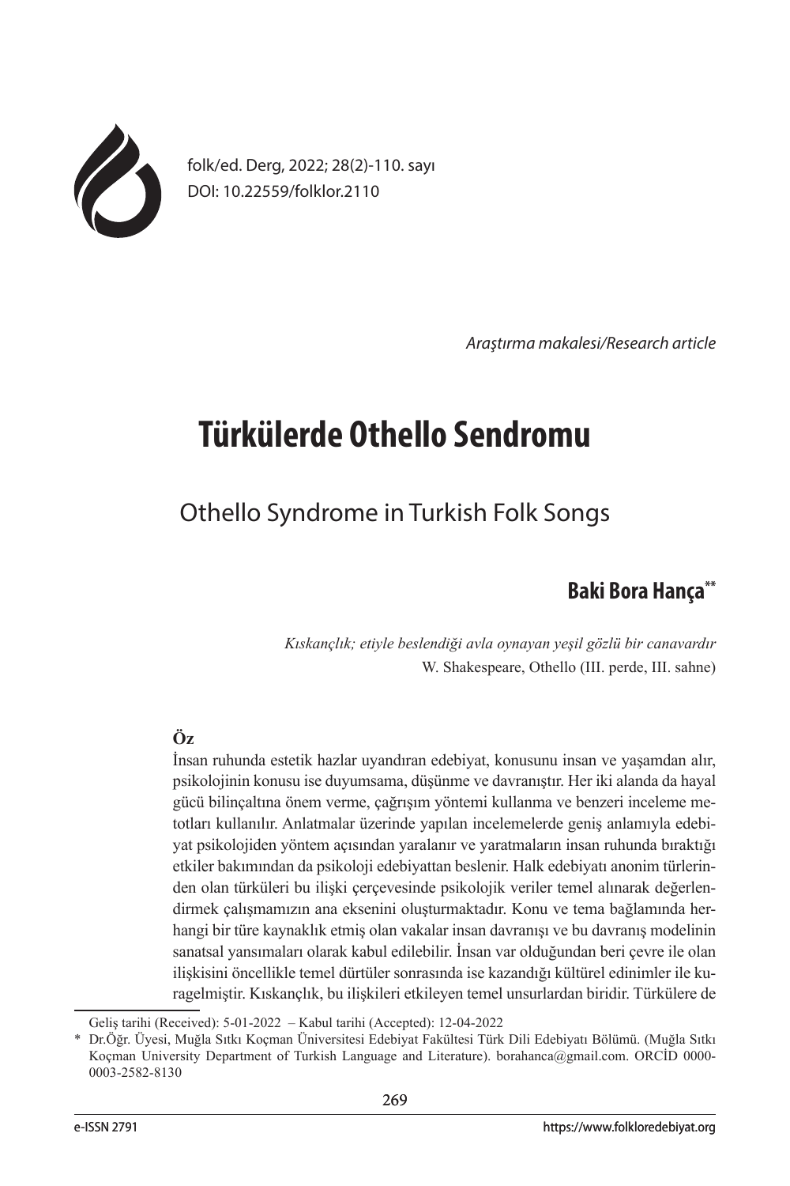folk/ed. Derg, 2022; 28(2)-110. sayı
DOI: 10.22559/folklor.2110

*Araştırma makalesi/Research article*

# Türkülerde Othello Sendromu

## Othello Syndrome in Turkish Folk Songs

### Baki Bora Hança[**]

*Kıskançlık; etiyle beslendiği avla oynayan yeşil gözlü bir canavardır*
W. Shakespeare, Othello (III. perde, III. sahne)

**Öz**

İnsan ruhunda estetik hazlar uyandıran edebiyat, konusunu insan ve yaşamdan alır, psikolojinin konusu ise duyumsama, düşünme ve davranıştır. Her iki alanda da hayal gücü bilinçaltına önem verme, çağrışım yöntemi kullanma ve benzeri inceleme metotları kullanılır. Anlatmalar üzerinde yapılan incelemelerde geniş anlamıyla edebiyat psikolojiden yöntem açısından yaralanır ve yaratmaların insan ruhunda bıraktığı etkiler bakımından da psikoloji edebiyattan beslenir. Halk edebiyatı anonim türlerinden olan türküleri bu ilişki çerçevesinde psikolojik veriler temel alınarak değerlendirmek çalışmamızın ana eksenini oluşturmaktadır. Konu ve tema bağlamında herhangi bir türe kaynaklık etmiş olan vakalar insan davranışı ve bu davranış modelinin sanatsal yansımaları olarak kabul edilebilir. İnsan var olduğundan beri çevre ile olan ilişkisini öncellikle temel dürtüler sonrasında ise kazandığı kültürel edinimler ile kuragelmiştir. Kıskançlık, bu ilişkileri etkileyen temel unsurlardan biridir. Türkülere de

---

Geliş tarihi (Received): 5-01-2022 – Kabul tarihi (Accepted): 12-04-2022

\* Dr.Öğr. Üyesi, Muğla Sıtkı Koçman Üniversitesi Edebiyat Fakültesi Türk Dili Edebiyatı Bölümü. (Muğla Sıtkı Koçman University Department of Turkish Language and Literature). borahanca@gmail.com. ORCİD 0000-0003-2582-8130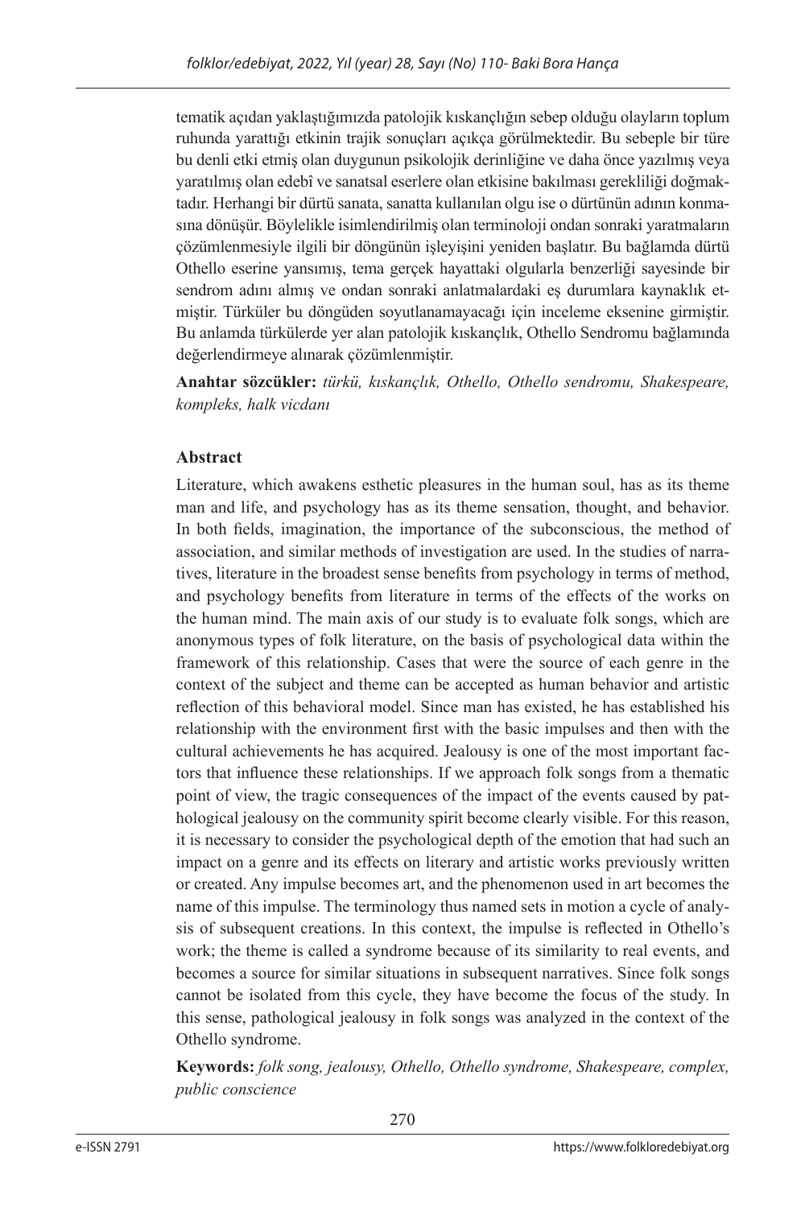tematik açıdan yaklaştığımızda patolojik kıskançlığın sebep olduğu olayların toplum ruhunda yarattığı etkinin trajik sonuçları açıkça görülmektedir. Bu sebeple bir türe bu denli etki etmiş olan duygunun psikolojik derinliğine ve daha önce yazılmış veya yaratılmış olan edebî ve sanatsal eserlere olan etkisine bakılması gerekliliği doğmaktadır. Herhangi bir dürtü sanata, sanatta kullanılan olgu ise o dürtünün adının konmasına dönüşür. Böylelikle isimlendirilmiş olan terminoloji ondan sonraki yaratmaların çözümlenmesiyle ilgili bir döngünün işleyişini yeniden başlatır. Bu bağlamda dürtü Othello eserine yansımış, tema gerçek hayattaki olgularla benzerliği sayesinde bir sendrom adını almış ve ondan sonraki anlatmalardaki eş durumlara kaynaklık etmiştir. Türküler bu döngüden soyutlanamayacağı için inceleme eksenine girmiştir. Bu anlamda türkülerde yer alan patolojik kıskançlık, Othello Sendromu bağlamında değerlendirmeye alınarak çözümlenmiştir.

**Anahtar sözcükler:** *türkü, kıskançlık, Othello, Othello sendromu, Shakespeare, kompleks, halk vicdanı*

## Abstract

Literature, which awakens esthetic pleasures in the human soul, has as its theme man and life, and psychology has as its theme sensation, thought, and behavior. In both fields, imagination, the importance of the subconscious, the method of association, and similar methods of investigation are used. In the studies of narratives, literature in the broadest sense benefits from psychology in terms of method, and psychology benefits from literature in terms of the effects of the works on the human mind. The main axis of our study is to evaluate folk songs, which are anonymous types of folk literature, on the basis of psychological data within the framework of this relationship. Cases that were the source of each genre in the context of the subject and theme can be accepted as human behavior and artistic reflection of this behavioral model. Since man has existed, he has established his relationship with the environment first with the basic impulses and then with the cultural achievements he has acquired. Jealousy is one of the most important factors that influence these relationships. If we approach folk songs from a thematic point of view, the tragic consequences of the impact of the events caused by pathological jealousy on the community spirit become clearly visible. For this reason, it is necessary to consider the psychological depth of the emotion that had such an impact on a genre and its effects on literary and artistic works previously written or created. Any impulse becomes art, and the phenomenon used in art becomes the name of this impulse. The terminology thus named sets in motion a cycle of analysis of subsequent creations. In this context, the impulse is reflected in Othello's work; the theme is called a syndrome because of its similarity to real events, and becomes a source for similar situations in subsequent narratives. Since folk songs cannot be isolated from this cycle, they have become the focus of the study. In this sense, pathological jealousy in folk songs was analyzed in the context of the Othello syndrome.

**Keywords:** *folk song, jealousy, Othello, Othello syndrome, Shakespeare, complex, public conscience*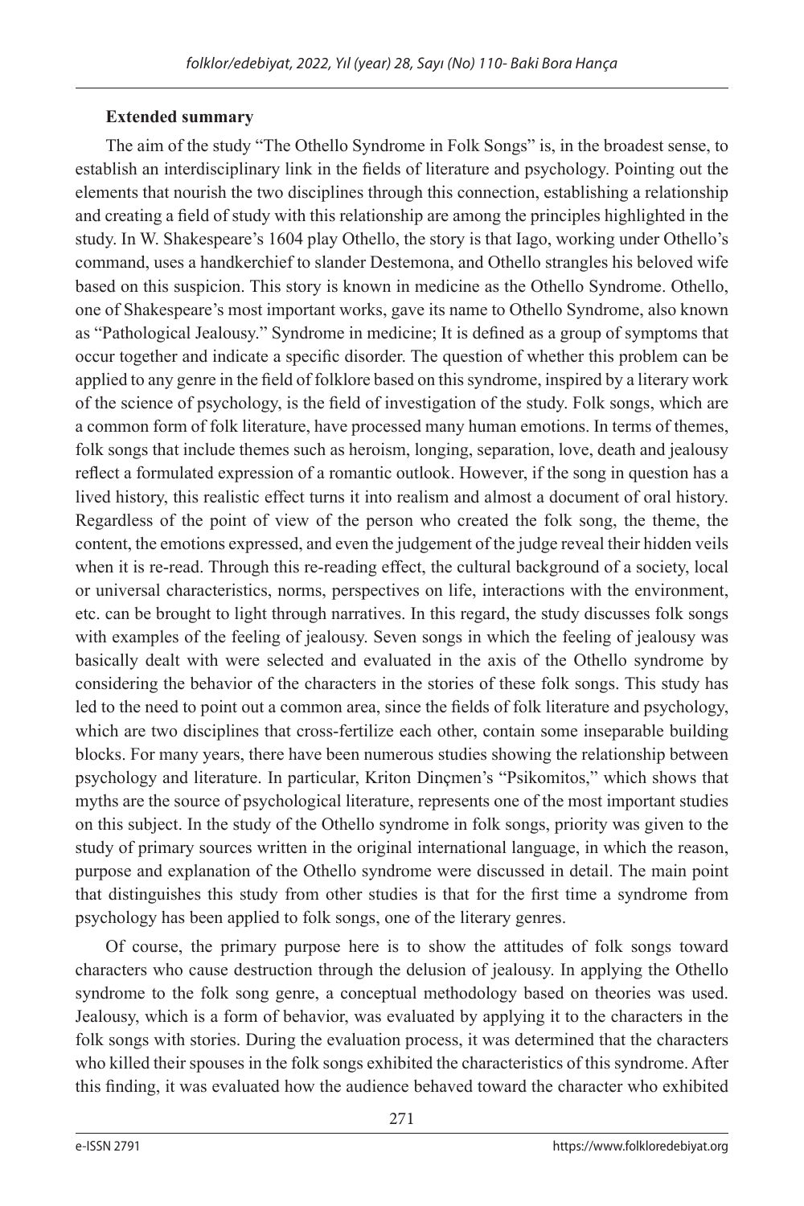**Extended summary**

The aim of the study "The Othello Syndrome in Folk Songs" is, in the broadest sense, to establish an interdisciplinary link in the fields of literature and psychology. Pointing out the elements that nourish the two disciplines through this connection, establishing a relationship and creating a field of study with this relationship are among the principles highlighted in the study. In W. Shakespeare's 1604 play Othello, the story is that Iago, working under Othello's command, uses a handkerchief to slander Destemona, and Othello strangles his beloved wife based on this suspicion. This story is known in medicine as the Othello Syndrome. Othello, one of Shakespeare's most important works, gave its name to Othello Syndrome, also known as "Pathological Jealousy." Syndrome in medicine; It is defined as a group of symptoms that occur together and indicate a specific disorder. The question of whether this problem can be applied to any genre in the field of folklore based on this syndrome, inspired by a literary work of the science of psychology, is the field of investigation of the study. Folk songs, which are a common form of folk literature, have processed many human emotions. In terms of themes, folk songs that include themes such as heroism, longing, separation, love, death and jealousy reflect a formulated expression of a romantic outlook. However, if the song in question has a lived history, this realistic effect turns it into realism and almost a document of oral history. Regardless of the point of view of the person who created the folk song, the theme, the content, the emotions expressed, and even the judgement of the judge reveal their hidden veils when it is re-read. Through this re-reading effect, the cultural background of a society, local or universal characteristics, norms, perspectives on life, interactions with the environment, etc. can be brought to light through narratives. In this regard, the study discusses folk songs with examples of the feeling of jealousy. Seven songs in which the feeling of jealousy was basically dealt with were selected and evaluated in the axis of the Othello syndrome by considering the behavior of the characters in the stories of these folk songs. This study has led to the need to point out a common area, since the fields of folk literature and psychology, which are two disciplines that cross-fertilize each other, contain some inseparable building blocks. For many years, there have been numerous studies showing the relationship between psychology and literature. In particular, Kriton Dinçmen's "Psikomitos," which shows that myths are the source of psychological literature, represents one of the most important studies on this subject. In the study of the Othello syndrome in folk songs, priority was given to the study of primary sources written in the original international language, in which the reason, purpose and explanation of the Othello syndrome were discussed in detail. The main point that distinguishes this study from other studies is that for the first time a syndrome from psychology has been applied to folk songs, one of the literary genres.

Of course, the primary purpose here is to show the attitudes of folk songs toward characters who cause destruction through the delusion of jealousy. In applying the Othello syndrome to the folk song genre, a conceptual methodology based on theories was used. Jealousy, which is a form of behavior, was evaluated by applying it to the characters in the folk songs with stories. During the evaluation process, it was determined that the characters who killed their spouses in the folk songs exhibited the characteristics of this syndrome. After this finding, it was evaluated how the audience behaved toward the character who exhibited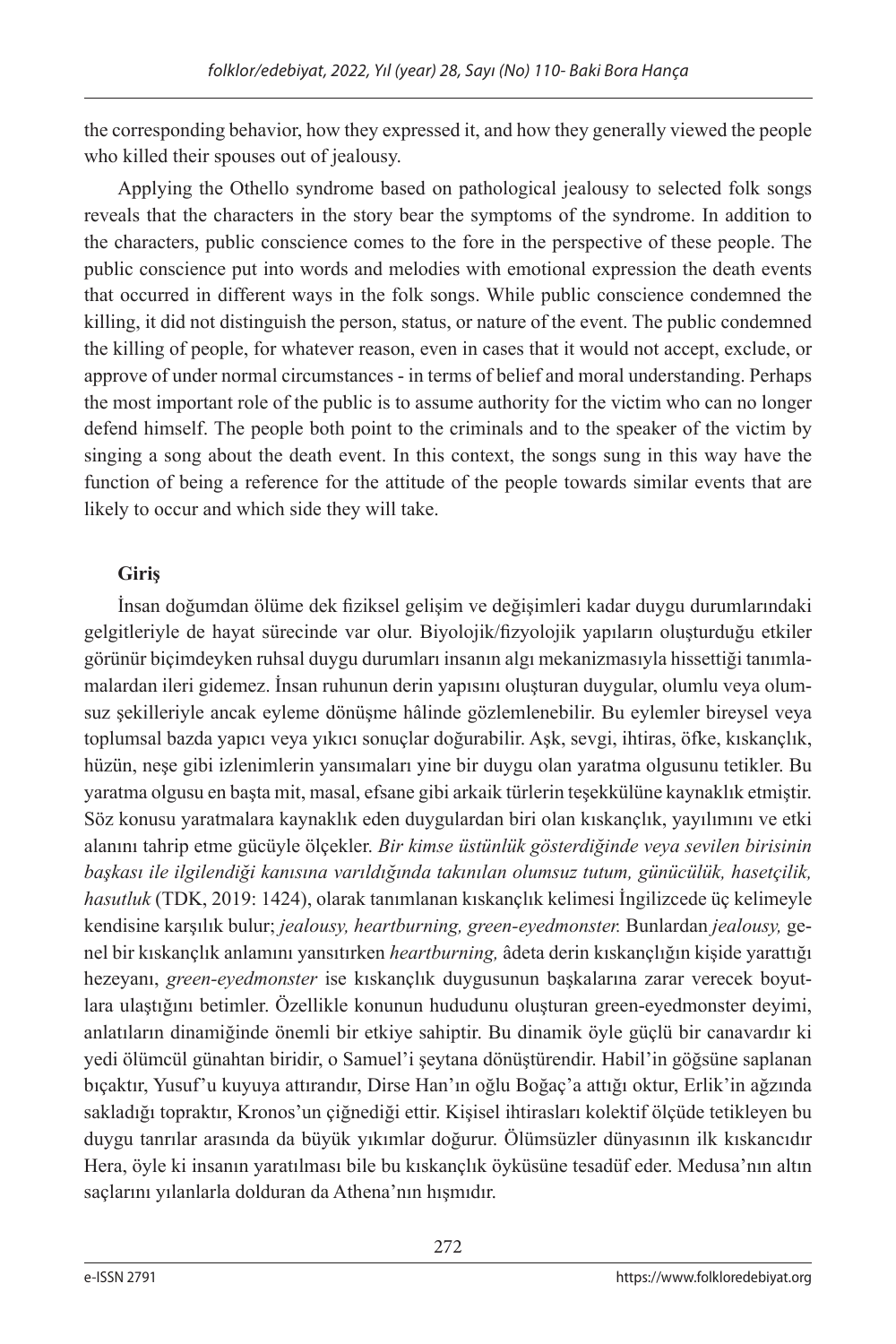the corresponding behavior, how they expressed it, and how they generally viewed the people who killed their spouses out of jealousy.

Applying the Othello syndrome based on pathological jealousy to selected folk songs reveals that the characters in the story bear the symptoms of the syndrome. In addition to the characters, public conscience comes to the fore in the perspective of these people. The public conscience put into words and melodies with emotional expression the death events that occurred in different ways in the folk songs. While public conscience condemned the killing, it did not distinguish the person, status, or nature of the event. The public condemned the killing of people, for whatever reason, even in cases that it would not accept, exclude, or approve of under normal circumstances - in terms of belief and moral understanding. Perhaps the most important role of the public is to assume authority for the victim who can no longer defend himself. The people both point to the criminals and to the speaker of the victim by singing a song about the death event. In this context, the songs sung in this way have the function of being a reference for the attitude of the people towards similar events that are likely to occur and which side they will take.

## Giriş

İnsan doğumdan ölüme dek fiziksel gelişim ve değişimleri kadar duygu durumlarındaki gelgitleriyle de hayat sürecinde var olur. Biyolojik/fizyolojik yapıların oluşturduğu etkiler görünür biçimdeyken ruhsal duygu durumları insanın algı mekanizmasıyla hissettiği tanımlamalardan ileri gidemez. İnsan ruhunun derin yapısını oluşturan duygular, olumlu veya olumsuz şekilleriyle ancak eyleme dönüşme hâlinde gözlemlenebilir. Bu eylemler bireysel veya toplumsal bazda yapıcı veya yıkıcı sonuçlar doğurabilir. Aşk, sevgi, ihtiras, öfke, kıskançlık, hüzün, neşe gibi izlenimlerin yansımaları yine bir duygu olan yaratma olgusunu tetikler. Bu yaratma olgusu en başta mit, masal, efsane gibi arkaik türlerin teşekkülüne kaynaklık etmiştir. Söz konusu yaratmalara kaynaklık eden duygulardan biri olan kıskançlık, yayılımını ve etki alanını tahrip etme gücüyle ölçekler. *Bir kimse üstünlük gösterdiğinde veya sevilen birisinin başkası ile ilgilendiği kanısına varıldığında takınılan olumsuz tutum, günücülük, hasetçilik, hasutluk* (TDK, 2019: 1424), olarak tanımlanan kıskançlık kelimesi İngilizcede üç kelimeyle kendisine karşılık bulur; *jealousy, heartburning, green-eyedmonster.* Bunlardan *jealousy,* genel bir kıskançlık anlamını yansıtırken *heartburning,* âdeta derin kıskançlığın kişide yarattığı hezeyanı, *green-eyedmonster* ise kıskançlık duygusunun başkalarına zarar verecek boyutlara ulaştığını betimler. Özellikle konunun hududunu oluşturan green-eyedmonster deyimi, anlatıların dinamiğinde önemli bir etkiye sahiptir. Bu dinamik öyle güçlü bir canavardır ki yedi ölümcül günahtan biridir, o Samuel'i şeytana dönüştürendir. Habil'in göğsüne saplanan bıçaktır, Yusuf'u kuyuya attırandır, Dirse Han'ın oğlu Boğaç'a attığı oktur, Erlik'in ağzında sakladığı topraktır, Kronos'un çiğnediği ettir. Kişisel ihtirasları kolektif ölçüde tetikleyen bu duygu tanrılar arasında da büyük yıkımlar doğurur. Ölümsüzler dünyasının ilk kıskancıdır Hera, öyle ki insanın yaratılması bile bu kıskançlık öyküsüne tesadüf eder. Medusa'nın altın saçlarını yılanlarla dolduran da Athena'nın hışmıdır.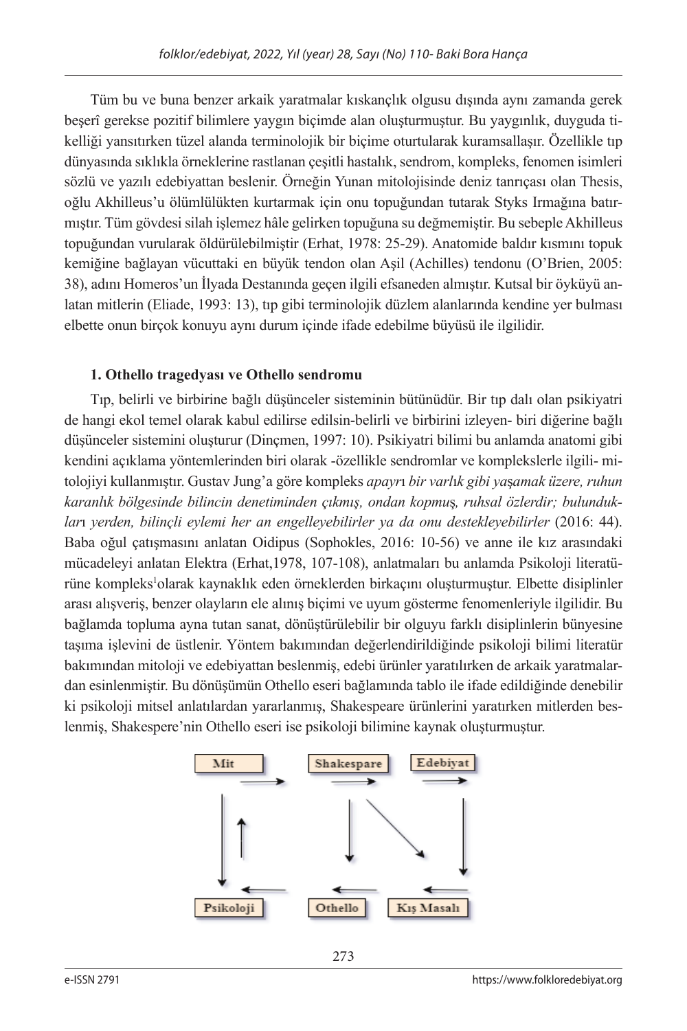Tüm bu ve buna benzer arkaik yaratmalar kıskançlık olgusu dışında aynı zamanda gerek beşerî gerekse pozitif bilimlere yaygın biçimde alan oluşturmuştur. Bu yaygınlık, duyguda tikelliği yansıtırken tüzel alanda terminolojik bir biçime oturtularak kuramsallaşır. Özellikle tıp dünyasında sıklıkla örneklerine rastlanan çeşitli hastalık, sendrom, kompleks, fenomen isimleri sözlü ve yazılı edebiyattan beslenir. Örneğin Yunan mitolojisinde deniz tanrıçası olan Thesis, oğlu Akhilleus'u ölümlülükten kurtarmak için onu topuğundan tutarak Styks Irmağına batırmıştır. Tüm gövdesi silah işlemez hâle gelirken topuğuna su değmemiştir. Bu sebeple Akhilleus topuğundan vurularak öldürülebilmiştir (Erhat, 1978: 25-29). Anatomide baldır kısmını topuk kemiğine bağlayan vücuttaki en büyük tendon olan Aşil (Achilles) tendonu (O'Brien, 2005: 38), adını Homeros'un İlyada Destanında geçen ilgili efsaneden almıştır. Kutsal bir öyküyü anlatan mitlerin (Eliade, 1993: 13), tıp gibi terminolojik düzlem alanlarında kendine yer bulması elbette onun birçok konuyu aynı durum içinde ifade edebilme büyüsü ile ilgilidir.

## 1. Othello tragedyası ve Othello sendromu

Tıp, belirli ve birbirine bağlı düşünceler sisteminin bütünüdür. Bir tıp dalı olan psikiyatri de hangi ekol temel olarak kabul edilirse edilsin-belirli ve birbirini izleyen- biri diğerine bağlı düşünceler sistemini oluşturur (Dinçmen, 1997: 10). Psikiyatri bilimi bu anlamda anatomi gibi kendini açıklama yöntemlerinden biri olarak -özellikle sendromlar ve komplekslerle ilgili- mitolojiyi kullanmıştır. Gustav Jung'a göre kompleks *apayrı bir varlık gibi yaşamak üzere, ruhun karanlık bölgesinde bilincin denetiminden çıkmış, ondan kopmuş, ruhsal özlerdir; bulundukları yerden, bilinçli eylemi her an engelleyebilirler ya da onu destekleyebilirler* (2016: 44). Baba oğul çatışmasını anlatan Oidipus (Sophokles, 2016: 10-56) ve anne ile kız arasındaki mücadeleyi anlatan Elektra (Erhat,1978, 107-108), anlatmaları bu anlamda Psikoloji literatürüne kompleks[1]olarak kaynaklık eden örneklerden birkaçını oluşturmuştur. Elbette disiplinler arası alışveriş, benzer olayların ele alınış biçimi ve uyum gösterme fenomenleriyle ilgilidir. Bu bağlamda topluma ayna tutan sanat, dönüştürülebilir bir olguyu farklı disiplinlerin bünyesine taşıma işlevini de üstlenir. Yöntem bakımından değerlendirildiğinde psikoloji bilimi literatür bakımından mitoloji ve edebiyattan beslenmiş, edebi ürünler yaratılırken de arkaik yaratmalardan esinlenmiştir. Bu dönüşümün Othello eseri bağlamında tablo ile ifade edildiğinde denebilir ki psikoloji mitsel anlatılardan yararlanmış, Shakespeare ürünlerini yaratırken mitlerden beslenmiş, Shakespere'nin Othello eseri ise psikoloji bilimine kaynak oluşturmuştur.

| Mit | → | Shakespare | → | Edebiyat |
|---|---|---|---|---|
| ↓ ↑ | | ↓ ↘ | | ↓ |
| Psikoloji | ← | Othello | ← | Kış Masalı |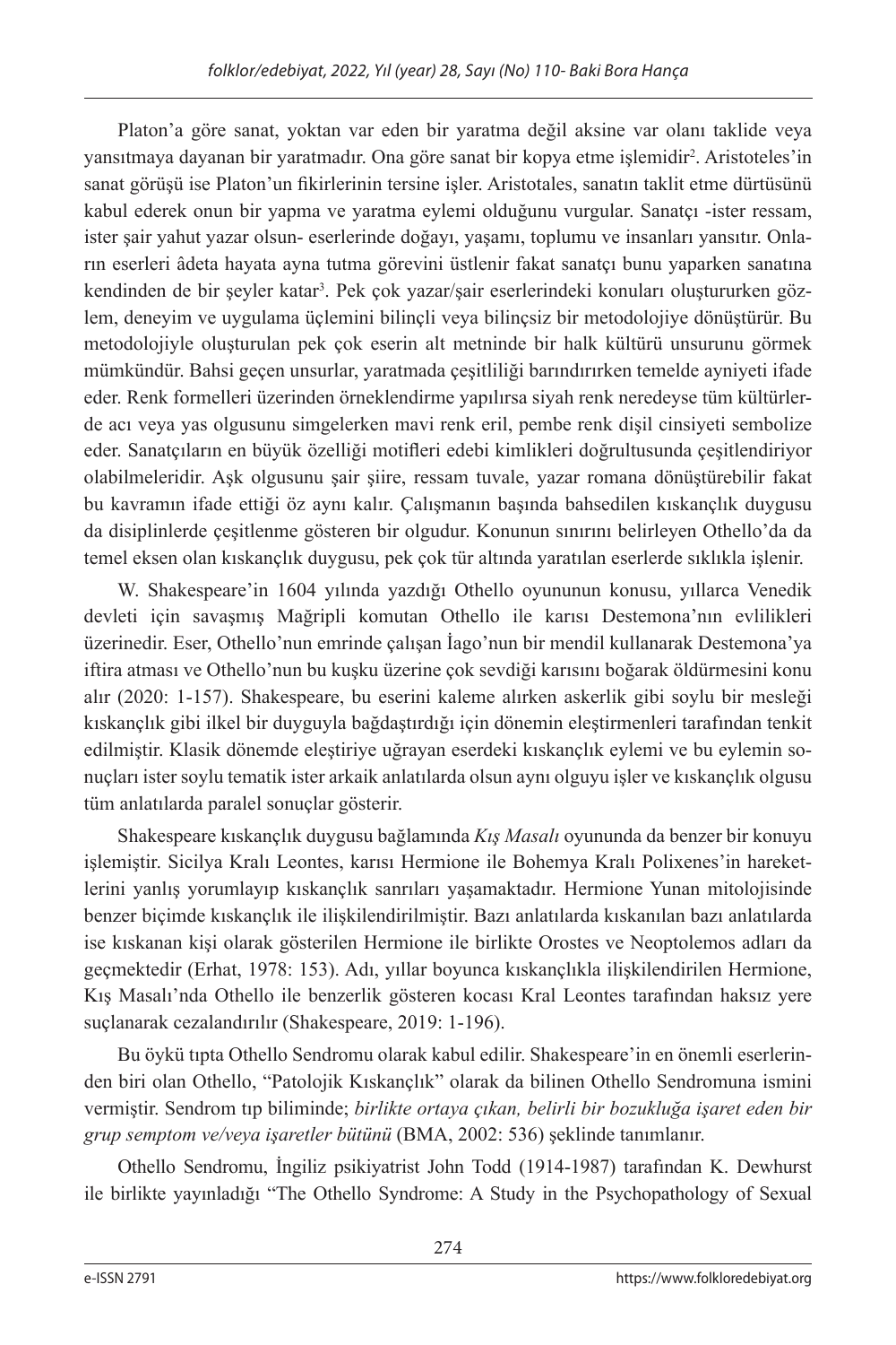Platon'a göre sanat, yoktan var eden bir yaratma değil aksine var olanı taklide veya yansıtmaya dayanan bir yaratmadır. Ona göre sanat bir kopya etme işlemidir[2]. Aristoteles'in sanat görüşü ise Platon'un fikirlerinin tersine işler. Aristotales, sanatın taklit etme dürtüsünü kabul ederek onun bir yapma ve yaratma eylemi olduğunu vurgular. Sanatçı -ister ressam, ister şair yahut yazar olsun- eserlerinde doğayı, yaşamı, toplumu ve insanları yansıtır. Onların eserleri âdeta hayata ayna tutma görevini üstlenir fakat sanatçı bunu yaparken sanatına kendinden de bir şeyler katar[3]. Pek çok yazar/şair eserlerindeki konuları oluştururken gözlem, deneyim ve uygulama üçlemini bilinçli veya bilinçsiz bir metodolojiye dönüştürür. Bu metodolojiyle oluşturulan pek çok eserin alt metninde bir halk kültürü unsurunu görmek mümkündür. Bahsi geçen unsurlar, yaratmada çeşitliliği barındırırken temelde ayniyeti ifade eder. Renk formelleri üzerinden örneklendirme yapılırsa siyah renk neredeyse tüm kültürlerde acı veya yas olgusunu simgelerken mavi renk eril, pembe renk dişil cinsiyeti sembolize eder. Sanatçıların en büyük özelliği motifleri edebi kimlikleri doğrultusunda çeşitlendiriyor olabilmeleridir. Aşk olgusunu şair şiire, ressam tuvale, yazar romana dönüştürebilir fakat bu kavramın ifade ettiği öz aynı kalır. Çalışmanın başında bahsedilen kıskançlık duygusu da disiplinlerde çeşitlenme gösteren bir olgudur. Konunun sınırını belirleyen Othello'da da temel eksen olan kıskançlık duygusu, pek çok tür altında yaratılan eserlerde sıklıkla işlenir.

W. Shakespeare'in 1604 yılında yazdığı Othello oyununun konusu, yıllarca Venedik devleti için savaşmış Mağripli komutan Othello ile karısı Destemona'nın evlilikleri üzerinedir. Eser, Othello'nun emrinde çalışan İago'nun bir mendil kullanarak Destemona'ya iftira atması ve Othello'nun bu kuşku üzerine çok sevdiği karısını boğarak öldürmesini konu alır (2020: 1-157). Shakespeare, bu eserini kaleme alırken askerlik gibi soylu bir mesleği kıskançlık gibi ilkel bir duyguyla bağdaştırdığı için dönemin eleştirmenleri tarafından tenkit edilmiştir. Klasik dönemde eleştiriye uğrayan eserdeki kıskançlık eylemi ve bu eylemin sonuçları ister soylu tematik ister arkaik anlatılarda olsun aynı olguyu işler ve kıskançlık olgusu tüm anlatılarda paralel sonuçlar gösterir.

Shakespeare kıskançlık duygusu bağlamında *Kış Masalı* oyununda da benzer bir konuyu işlemiştir. Sicilya Kralı Leontes, karısı Hermione ile Bohemya Kralı Polixenes'in hareketlerini yanlış yorumlayıp kıskançlık sanrıları yaşamaktadır. Hermione Yunan mitolojisinde benzer biçimde kıskançlık ile ilişkilendirilmiştir. Bazı anlatılarda kıskanılan bazı anlatılarda ise kıskanan kişi olarak gösterilen Hermione ile birlikte Orostes ve Neoptolemos adları da geçmektedir (Erhat, 1978: 153). Adı, yıllar boyunca kıskançlıkla ilişkilendirilen Hermione, Kış Masalı'nda Othello ile benzerlik gösteren kocası Kral Leontes tarafından haksız yere suçlanarak cezalandırılır (Shakespeare, 2019: 1-196).

Bu öykü tıpta Othello Sendromu olarak kabul edilir. Shakespeare'in en önemli eserlerinden biri olan Othello, "Patolojik Kıskançlık" olarak da bilinen Othello Sendromuna ismini vermiştir. Sendrom tıp biliminde; *birlikte ortaya çıkan, belirli bir bozukluğa işaret eden bir grup semptom ve/veya işaretler bütünü* (BMA, 2002: 536) şeklinde tanımlanır.

Othello Sendromu, İngiliz psikiyatrist John Todd (1914-1987) tarafından K. Dewhurst ile birlikte yayınladığı "The Othello Syndrome: A Study in the Psychopathology of Sexual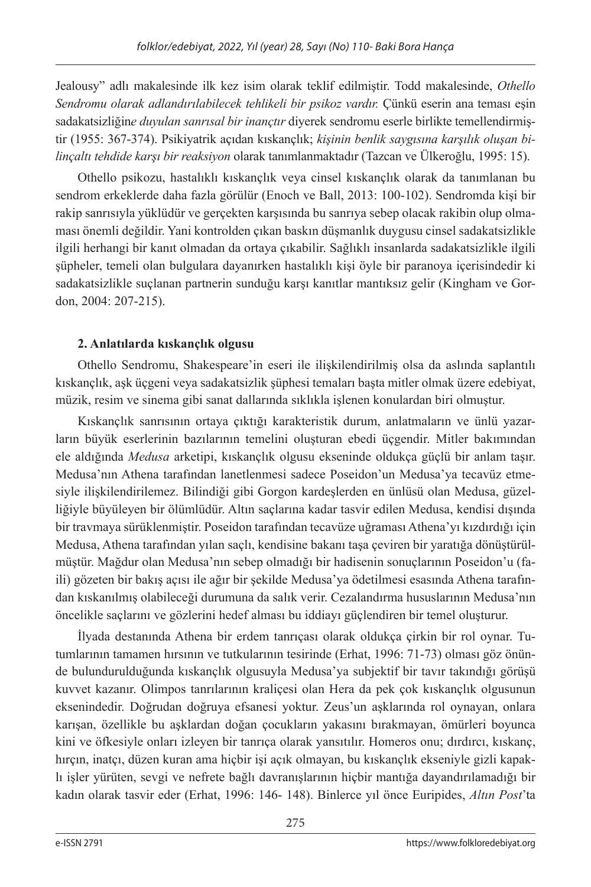Jealousy" adlı makalesinde ilk kez isim olarak teklif edilmiştir. Todd makalesinde, *Othello Sendromu olarak adlandırılabilecek tehlikeli bir psikoz vardır.* Çünkü eserin ana teması eşin sadakatsizliğin*e duyulan sanrısal bir inançtır* diyerek sendromu eserle birlikte temellendirmiştir (1955: 367-374). Psikiyatrik açıdan kıskançlık; *kişinin benlik saygısına karşılık oluşan bilinçaltı tehdide karşı bir reaksiyon* olarak tanımlanmaktadır (Tazcan ve Ülkeroğlu, 1995: 15).

Othello psikozu, hastalıklı kıskançlık veya cinsel kıskançlık olarak da tanımlanan bu sendrom erkeklerde daha fazla görülür (Enoch ve Ball, 2013: 100-102). Sendromda kişi bir rakip sanrısıyla yüklüdür ve gerçekten karşısında bu sanrıya sebep olacak rakibin olup olmaması önemli değildir. Yani kontrolden çıkan baskın düşmanlık duygusu cinsel sadakatsizlikle ilgili herhangi bir kanıt olmadan da ortaya çıkabilir. Sağlıklı insanlarda sadakatsizlikle ilgili şüpheler, temeli olan bulgulara dayanırken hastalıklı kişi öyle bir paranoya içerisindedir ki sadakatsizlikle suçlanan partnerin sunduğu karşı kanıtlar mantıksız gelir (Kingham ve Gordon, 2004: 207-215).

## 2. Anlatılarda kıskançlık olgusu

Othello Sendromu, Shakespeare'in eseri ile ilişkilendirilmiş olsa da aslında saplantılı kıskançlık, aşk üçgeni veya sadakatsizlik şüphesi temaları başta mitler olmak üzere edebiyat, müzik, resim ve sinema gibi sanat dallarında sıklıkla işlenen konulardan biri olmuştur.

Kıskançlık sanrısının ortaya çıktığı karakteristik durum, anlatmaların ve ünlü yazarların büyük eserlerinin bazılarının temelini oluşturan ebedi üçgendir. Mitler bakımından ele aldığında *Medusa* arketipi, kıskançlık olgusu ekseninde oldukça güçlü bir anlam taşır. Medusa'nın Athena tarafından lanetlenmesi sadece Poseidon'un Medusa'ya tecavüz etmesiyle ilişkilendirilemez. Bilindiği gibi Gorgon kardeşlerden en ünlüsü olan Medusa, güzelliğiyle büyüleyen bir ölümlüdür. Altın saçlarına kadar tasvir edilen Medusa, kendisi dışında bir travmaya sürüklenmiştir. Poseidon tarafından tecavüze uğraması Athena'yı kızdırdığı için Medusa, Athena tarafından yılan saçlı, kendisine bakanı taşa çeviren bir yaratığa dönüştürülmüştür. Mağdur olan Medusa'nın sebep olmadığı bir hadisenin sonuçlarının Poseidon'u (faili) gözeten bir bakış açısı ile ağır bir şekilde Medusa'ya ödetilmesi esasında Athena tarafından kıskanılmış olabileceği durumuna da salık verir. Cezalandırma hususlarının Medusa'nın öncelikle saçlarını ve gözlerini hedef alması bu iddiayı güçlendiren bir temel oluşturur.

İlyada destanında Athena bir erdem tanrıçası olarak oldukça çirkin bir rol oynar. Tutumlarının tamamen hırsının ve tutkularının tesirinde (Erhat, 1996: 71-73) olması göz önünde bulundurulduğunda kıskançlık olgusuyla Medusa'ya subjektif bir tavır takındığı görüşü kuvvet kazanır. Olimpos tanrılarının kraliçesi olan Hera da pek çok kıskançlık olgusunun eksenindedir. Doğrudan doğruya efsanesi yoktur. Zeus'un aşklarında rol oynayan, onlara karışan, özellikle bu aşklardan doğan çocukların yakasını bırakmayan, ömürleri boyunca kini ve öfkesiyle onları izleyen bir tanrıça olarak yansıtılır. Homeros onu; dırdırcı, kıskanç, hırçın, inatçı, düzen kuran ama hiçbir işi açık olmayan, bu kıskançlık ekseniyle gizli kapaklı işler yürüten, sevgi ve nefrete bağlı davranışlarının hiçbir mantığa dayandırılamadığı bir kadın olarak tasvir eder (Erhat, 1996: 146- 148). Binlerce yıl önce Euripides, *Altın Post*'ta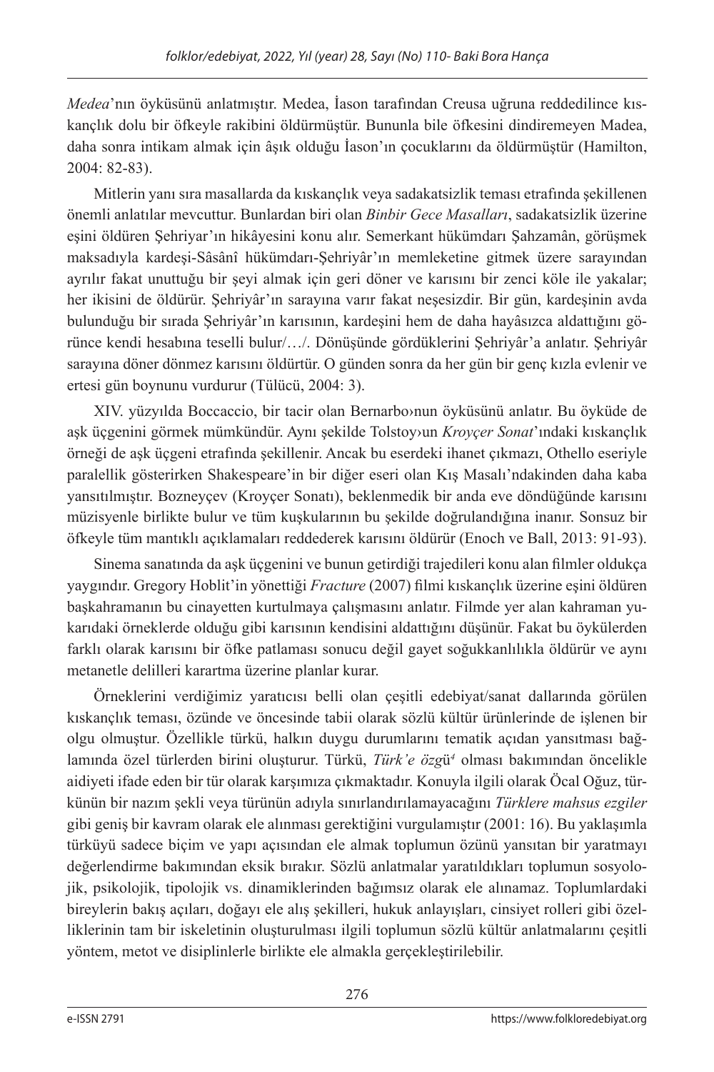*Medea*'nın öyküsünü anlatmıştır. Medea, İason tarafından Creusa uğruna reddedilince kıskançlık dolu bir öfkeyle rakibini öldürmüştür. Bununla bile öfkesini dindiremeyen Madea, daha sonra intikam almak için âşık olduğu İason'ın çocuklarını da öldürmüştür (Hamilton, 2004: 82-83).

Mitlerin yanı sıra masallarda da kıskançlık veya sadakatsizlik teması etrafında şekillenen önemli anlatılar mevcuttur. Bunlardan biri olan *Binbir Gece Masalları*, sadakatsizlik üzerine eşini öldüren Şehriyar'ın hikâyesini konu alır. Semerkant hükümdarı Şahzamân, görüşmek maksadıyla kardeşi-Sâsânî hükümdarı-Şehriyâr'ın memleketine gitmek üzere sarayından ayrılır fakat unuttuğu bir şeyi almak için geri döner ve karısını bir zenci köle ile yakalar; her ikisini de öldürür. Şehriyâr'ın sarayına varır fakat neşesizdir. Bir gün, kardeşinin avda bulunduğu bir sırada Şehriyâr'ın karısının, kardeşini hem de daha hayâsızca aldattığını görünce kendi hesabına teselli bulur/…/. Dönüşünde gördüklerini Şehriyâr'a anlatır. Şehriyâr sarayına döner dönmez karısını öldürtür. O günden sonra da her gün bir genç kızla evlenir ve ertesi gün boynunu vurdurur (Tülücü, 2004: 3).

XIV. yüzyılda Boccaccio, bir tacir olan Bernarbo›nun öyküsünü anlatır. Bu öyküde de aşk üçgenini görmek mümkündür. Aynı şekilde Tolstoy›un *Kroyçer Sonat*'ındaki kıskançlık örneği de aşk üçgeni etrafında şekillenir. Ancak bu eserdeki ihanet çıkmazı, Othello eseriyle paralellik gösterirken Shakespeare'in bir diğer eseri olan Kış Masalı'ndakinden daha kaba yansıtılmıştır. Bozneyçev (Kroyçer Sonatı), beklenmedik bir anda eve döndüğünde karısını müzisyenle birlikte bulur ve tüm kuşkularının bu şekilde doğrulandığına inanır. Sonsuz bir öfkeyle tüm mantıklı açıklamaları reddederek karısını öldürür (Enoch ve Ball, 2013: 91-93).

Sinema sanatında da aşk üçgenini ve bunun getirdiği trajedileri konu alan filmler oldukça yaygındır. Gregory Hoblit'in yönettiği *Fracture* (2007) filmi kıskançlık üzerine eşini öldüren başkahramanın bu cinayetten kurtulmaya çalışmasını anlatır. Filmde yer alan kahraman yukarıdaki örneklerde olduğu gibi karısının kendisini aldattığını düşünür. Fakat bu öykülerden farklı olarak karısını bir öfke patlaması sonucu değil gayet soğukkanlılıkla öldürür ve aynı metanetle delilleri karartma üzerine planlar kurar.

Örneklerini verdiğimiz yaratıcısı belli olan çeşitli edebiyat/sanat dallarında görülen kıskançlık teması, özünde ve öncesinde tabii olarak sözlü kültür ürünlerinde de işlenen bir olgu olmuştur. Özellikle türkü, halkın duygu durumlarını tematik açıdan yansıtması bağlamında özel türlerden birini oluşturur. Türkü, *Türk'e özg*ü[4] olması bakımından öncelikle aidiyeti ifade eden bir tür olarak karşımıza çıkmaktadır. Konuyla ilgili olarak Öcal Oğuz, türkünün bir nazım şekli veya türünün adıyla sınırlandırılamayacağını *Türklere mahsus ezgiler* gibi geniş bir kavram olarak ele alınması gerektiğini vurgulamıştır (2001: 16). Bu yaklaşımla türküyü sadece biçim ve yapı açısından ele almak toplumun özünü yansıtan bir yaratmayı değerlendirme bakımından eksik bırakır. Sözlü anlatmalar yaratıldıkları toplumun sosyolojik, psikolojik, tipolojik vs. dinamiklerinden bağımsız olarak ele alınamaz. Toplumlardaki bireylerin bakış açıları, doğayı ele alış şekilleri, hukuk anlayışları, cinsiyet rolleri gibi özelliklerinin tam bir iskeletinin oluşturulması ilgili toplumun sözlü kültür anlatmalarını çeşitli yöntem, metot ve disiplinlerle birlikte ele almakla gerçekleştirilebilir.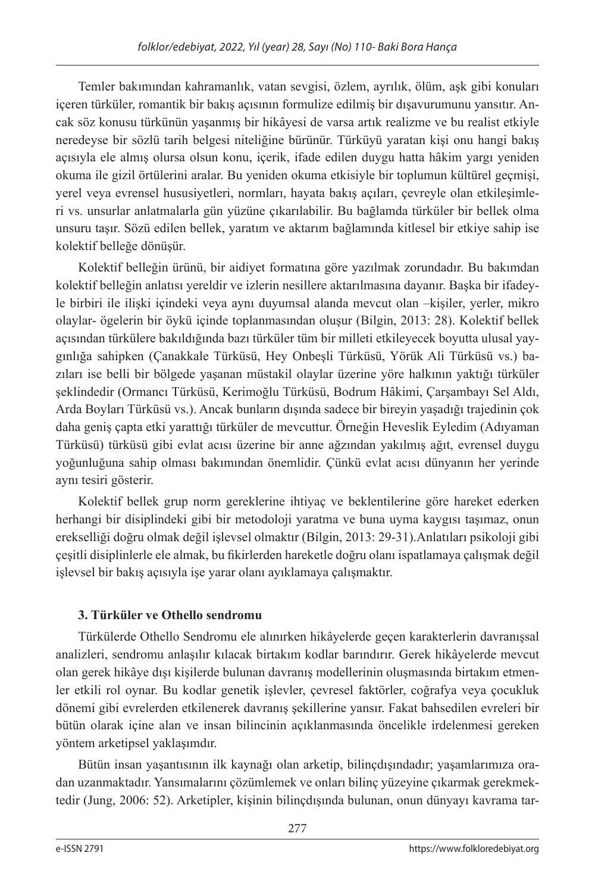Temler bakımından kahramanlık, vatan sevgisi, özlem, ayrılık, ölüm, aşk gibi konuları içeren türküler, romantik bir bakış açısının formulize edilmiş bir dışavurumunu yansıtır. Ancak söz konusu türkünün yaşanmış bir hikâyesi de varsa artık realizme ve bu realist etkiyle neredeyse bir sözlü tarih belgesi niteliğine bürünür. Türküyü yaratan kişi onu hangi bakış açısıyla ele almış olursa olsun konu, içerik, ifade edilen duygu hatta hâkim yargı yeniden okuma ile gizil örtülerini aralar. Bu yeniden okuma etkisiyle bir toplumun kültürel geçmişi, yerel veya evrensel hususiyetleri, normları, hayata bakış açıları, çevreyle olan etkileşimleri vs. unsurlar anlatmalarla gün yüzüne çıkarılabilir. Bu bağlamda türküler bir bellek olma unsuru taşır. Sözü edilen bellek, yaratım ve aktarım bağlamında kitlesel bir etkiye sahip ise kolektif belleğe dönüşür.

Kolektif belleğin ürünü, bir aidiyet formatına göre yazılmak zorundadır. Bu bakımdan kolektif belleğin anlatısı yereldir ve izlerin nesillere aktarılmasına dayanır. Başka bir ifadeyle birbiri ile ilişki içindeki veya aynı duyumsal alanda mevcut olan –kişiler, yerler, mikro olaylar- ögelerin bir öykü içinde toplanmasından oluşur (Bilgin, 2013: 28). Kolektif bellek açısından türkülere bakıldığında bazı türküler tüm bir milleti etkileyecek boyutta ulusal yaygınlığa sahipken (Çanakkale Türküsü, Hey Onbeşli Türküsü, Yörük Ali Türküsü vs.) bazıları ise belli bir bölgede yaşanan müstakil olaylar üzerine yöre halkının yaktığı türküler şeklindedir (Ormancı Türküsü, Kerimoğlu Türküsü, Bodrum Hâkimi, Çarşambayı Sel Aldı, Arda Boyları Türküsü vs.). Ancak bunların dışında sadece bir bireyin yaşadığı trajedinin çok daha geniş çapta etki yarattığı türküler de mevcuttur. Örneğin Heveslik Eyledim (Adıyaman Türküsü) türküsü gibi evlat acısı üzerine bir anne ağzından yakılmış ağıt, evrensel duygu yoğunluğuna sahip olması bakımından önemlidir. Çünkü evlat acısı dünyanın her yerinde aynı tesiri gösterir.

Kolektif bellek grup norm gereklerine ihtiyaç ve beklentilerine göre hareket ederken herhangi bir disiplindeki gibi bir metodoloji yaratma ve buna uyma kaygısı taşımaz, onun erekselliği doğru olmak değil işlevsel olmaktır (Bilgin, 2013: 29-31).Anlatıları psikoloji gibi çeşitli disiplinlerle ele almak, bu fikirlerden hareketle doğru olanı ispatlamaya çalışmak değil işlevsel bir bakış açısıyla işe yarar olanı ayıklamaya çalışmaktır.

### 3. Türküler ve Othello sendromu

Türkülerde Othello Sendromu ele alınırken hikâyelerde geçen karakterlerin davranışsal analizleri, sendromu anlaşılır kılacak birtakım kodlar barındırır. Gerek hikâyelerde mevcut olan gerek hikâye dışı kişilerde bulunan davranış modellerinin oluşmasında birtakım etmenler etkili rol oynar. Bu kodlar genetik işlevler, çevresel faktörler, coğrafya veya çocukluk dönemi gibi evrelerden etkilenerek davranış şekillerine yansır. Fakat bahsedilen evreleri bir bütün olarak içine alan ve insan bilincinin açıklanmasında öncelikle irdelenmesi gereken yöntem arketipsel yaklaşımdır.

Bütün insan yaşantısının ilk kaynağı olan arketip, bilinçdışındadır; yaşamlarımıza oradan uzanmaktadır. Yansımalarını çözümlemek ve onları bilinç yüzeyine çıkarmak gerekmektedir (Jung, 2006: 52). Arketipler, kişinin bilinçdışında bulunan, onun dünyayı kavrama tar-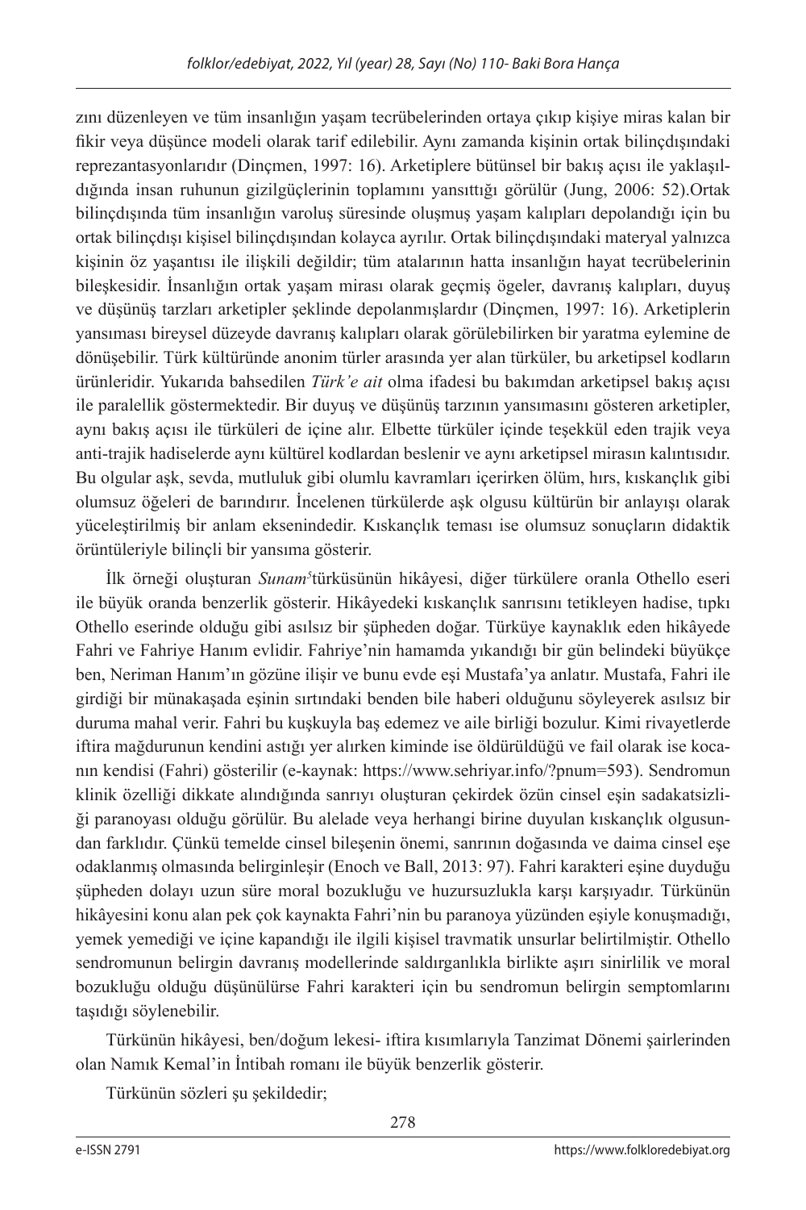zını düzenleyen ve tüm insanlığın yaşam tecrübelerinden ortaya çıkıp kişiye miras kalan bir fikir veya düşünce modeli olarak tarif edilebilir. Aynı zamanda kişinin ortak bilinçdışındaki reprezantasyonlarıdır (Dinçmen, 1997: 16). Arketiplere bütünsel bir bakış açısı ile yaklaşıldığında insan ruhunun gizilgüçlerinin toplamını yansıttığı görülür (Jung, 2006: 52).Ortak bilinçdışında tüm insanlığın varoluş süresinde oluşmuş yaşam kalıpları depolandığı için bu ortak bilinçdışı kişisel bilinçdışından kolayca ayrılır. Ortak bilinçdışındaki materyal yalnızca kişinin öz yaşantısı ile ilişkili değildir; tüm atalarının hatta insanlığın hayat tecrübelerinin bileşkesidir. İnsanlığın ortak yaşam mirası olarak geçmiş ögeler, davranış kalıpları, duyuş ve düşünüş tarzları arketipler şeklinde depolanmışlardır (Dinçmen, 1997: 16). Arketiplerin yansıması bireysel düzeyde davranış kalıpları olarak görülebilirken bir yaratma eylemine de dönüşebilir. Türk kültüründe anonim türler arasında yer alan türküler, bu arketipsel kodların ürünleridir. Yukarıda bahsedilen *Türk'e ait* olma ifadesi bu bakımdan arketipsel bakış açısı ile paralellik göstermektedir. Bir duyuş ve düşünüş tarzının yansımasını gösteren arketipler, aynı bakış açısı ile türküleri de içine alır. Elbette türküler içinde teşekkül eden trajik veya anti-trajik hadiselerde aynı kültürel kodlardan beslenir ve aynı arketipsel mirasın kalıntısıdır. Bu olgular aşk, sevda, mutluluk gibi olumlu kavramları içerirken ölüm, hırs, kıskançlık gibi olumsuz öğeleri de barındırır. İncelenen türkülerde aşk olgusu kültürün bir anlayışı olarak yüceleştirilmiş bir anlam eksenindedir. Kıskançlık teması ise olumsuz sonuçların didaktik örüntüleriyle bilinçli bir yansıma gösterir.

İlk örneği oluşturan *Sunam*[5]türküsünün hikâyesi, diğer türkülere oranla Othello eseri ile büyük oranda benzerlik gösterir. Hikâyedeki kıskançlık sanrısını tetikleyen hadise, tıpkı Othello eserinde olduğu gibi asılsız bir şüpheden doğar. Türküye kaynaklık eden hikâyede Fahri ve Fahriye Hanım evlidir. Fahriye'nin hamamda yıkandığı bir gün belindeki büyükçe ben, Neriman Hanım'ın gözüne ilişir ve bunu evde eşi Mustafa'ya anlatır. Mustafa, Fahri ile girdiği bir münakaşada eşinin sırtındaki benden bile haberi olduğunu söyleyerek asılsız bir duruma mahal verir. Fahri bu kuşkuyla baş edemez ve aile birliği bozulur. Kimi rivayetlerde iftira mağdurunun kendini astığı yer alırken kiminde ise öldürüldüğü ve fail olarak ise kocanın kendisi (Fahri) gösterilir (e-kaynak: https://www.sehriyar.info/?pnum=593). Sendromun klinik özelliği dikkate alındığında sanrıyı oluşturan çekirdek özün cinsel eşin sadakatsizliği paranoyası olduğu görülür. Bu alelade veya herhangi birine duyulan kıskançlık olgusundan farklıdır. Çünkü temelde cinsel bileşenin önemi, sanrının doğasında ve daima cinsel eşe odaklanmış olmasında belirginleşir (Enoch ve Ball, 2013: 97). Fahri karakteri eşine duyduğu şüpheden dolayı uzun süre moral bozukluğu ve huzursuzlukla karşı karşıyadır. Türkünün hikâyesini konu alan pek çok kaynakta Fahri'nin bu paranoya yüzünden eşiyle konuşmadığı, yemek yemediği ve içine kapandığı ile ilgili kişisel travmatik unsurlar belirtilmiştir. Othello sendromunun belirgin davranış modellerinde saldırganlıkla birlikte aşırı sinirlilik ve moral bozukluğu olduğu düşünülürse Fahri karakteri için bu sendromun belirgin semptomlarını taşıdığı söylenebilir.

Türkünün hikâyesi, ben/doğum lekesi- iftira kısımlarıyla Tanzimat Dönemi şairlerinden olan Namık Kemal'in İntibah romanı ile büyük benzerlik gösterir.

Türkünün sözleri şu şekildedir;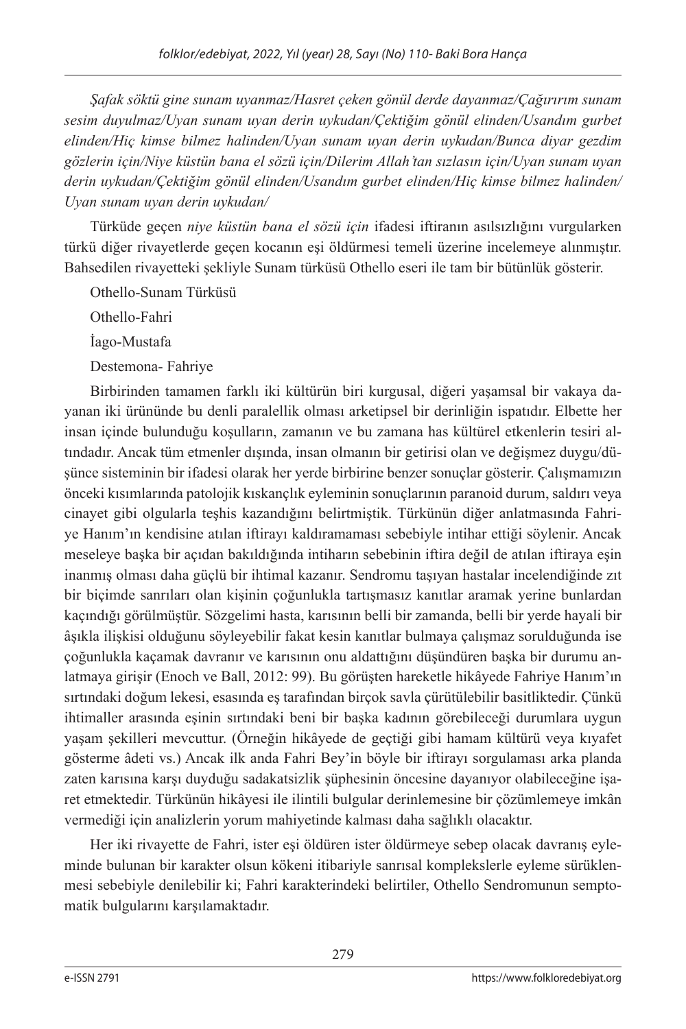*Şafak söktü gine sunam uyanmaz/Hasret çeken gönül derde dayanmaz/Çağırırım sunam sesim duyulmaz/Uyan sunam uyan derin uykudan/Çektiğim gönül elinden/Usandım gurbet elinden/Hiç kimse bilmez halinden/Uyan sunam uyan derin uykudan/Bunca diyar gezdim gözlerin için/Niye küstün bana el sözü için/Dilerim Allah'tan sızlasın için/Uyan sunam uyan derin uykudan/Çektiğim gönül elinden/Usandım gurbet elinden/Hiç kimse bilmez halinden/ Uyan sunam uyan derin uykudan/*

Türküde geçen *niye küstün bana el sözü için* ifadesi iftiranın asılsızlığını vurgularken türkü diğer rivayetlerde geçen kocanın eşi öldürmesi temeli üzerine incelemeye alınmıştır. Bahsedilen rivayetteki şekliyle Sunam türküsü Othello eseri ile tam bir bütünlük gösterir.

Othello-Sunam Türküsü

Othello-Fahri

İago-Mustafa

Destemona- Fahriye

Birbirinden tamamen farklı iki kültürün biri kurgusal, diğeri yaşamsal bir vakaya dayanan iki ürününde bu denli paralellik olması arketipsel bir derinliğin ispatıdır. Elbette her insan içinde bulunduğu koşulların, zamanın ve bu zamana has kültürel etkenlerin tesiri altındadır. Ancak tüm etmenler dışında, insan olmanın bir getirisi olan ve değişmez duygu/düşünce sisteminin bir ifadesi olarak her yerde birbirine benzer sonuçlar gösterir. Çalışmamızın önceki kısımlarında patolojik kıskançlık eyleminin sonuçlarının paranoid durum, saldırı veya cinayet gibi olgularla teşhis kazandığını belirtmiştik. Türkünün diğer anlatmasında Fahriye Hanım'ın kendisine atılan iftirayı kaldıramaması sebebiyle intihar ettiği söylenir. Ancak meseleye başka bir açıdan bakıldığında intiharın sebebinin iftira değil de atılan iftiraya eşin inanmış olması daha güçlü bir ihtimal kazanır. Sendromu taşıyan hastalar incelendiğinde zıt bir biçimde sanrıları olan kişinin çoğunlukla tartışmasız kanıtlar aramak yerine bunlardan kaçındığı görülmüştür. Sözgelimi hasta, karısının belli bir zamanda, belli bir yerde hayali bir âşıkla ilişkisi olduğunu söyleyebilir fakat kesin kanıtlar bulmaya çalışmaz sorulduğunda ise çoğunlukla kaçamak davranır ve karısının onu aldattığını düşündüren başka bir durumu anlatmaya girişir (Enoch ve Ball, 2012: 99). Bu görüşten hareketle hikâyede Fahriye Hanım'ın sırtındaki doğum lekesi, esasında eş tarafından birçok savla çürütülebilir basitliktedir. Çünkü ihtimaller arasında eşinin sırtındaki beni bir başka kadının görebileceği durumlara uygun yaşam şekilleri mevcuttur. (Örneğin hikâyede de geçtiği gibi hamam kültürü veya kıyafet gösterme âdeti vs.) Ancak ilk anda Fahri Bey'in böyle bir iftirayı sorgulaması arka planda zaten karısına karşı duyduğu sadakatsizlik şüphesinin öncesine dayanıyor olabileceğine işaret etmektedir. Türkünün hikâyesi ile ilintili bulgular derinlemesine bir çözümlemeye imkân vermediği için analizlerin yorum mahiyetinde kalması daha sağlıklı olacaktır.

Her iki rivayette de Fahri, ister eşi öldüren ister öldürmeye sebep olacak davranış eyleminde bulunan bir karakter olsun kökeni itibariyle sanrısal komplekslerle eyleme sürüklenmesi sebebiyle denilebilir ki; Fahri karakterindeki belirtiler, Othello Sendromunun semptomatik bulgularını karşılamaktadır.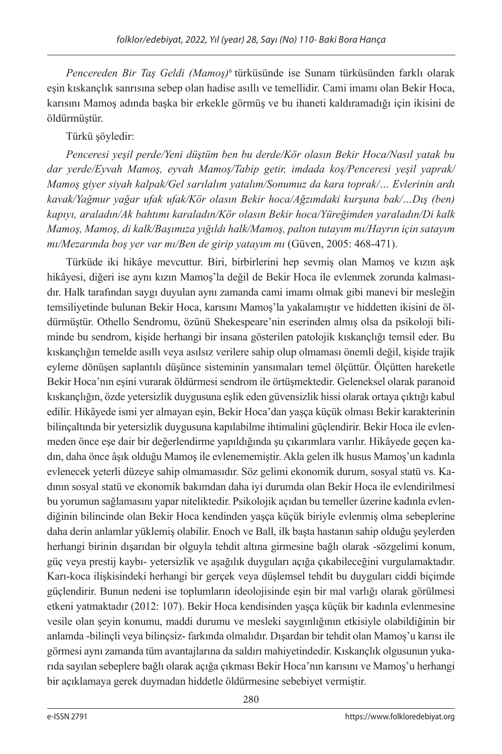*Pencereden Bir Taş Geldi (Mamoş)*[6] türküsünde ise Sunam türküsünden farklı olarak eşin kıskançlık sanrısına sebep olan hadise asıllı ve temellidir. Cami imamı olan Bekir Hoca, karısını Mamoş adında başka bir erkekle görmüş ve bu ihaneti kaldıramadığı için ikisini de öldürmüştür.

Türkü şöyledir:

*Penceresi yeşil perde/Yeni düştüm ben bu derde/Kör olasın Bekir Hoca/Nasıl yatak bu dar yerde/Eyvah Mamoş, eyvah Mamoş/Tabip getir, imdada koş/Penceresi yeşil yaprak/Mamoş giyer siyah kalpak/Gel sarılalım yatalım/Sonumuz da kara toprak/… Evlerinin ardı kavak/Yağmur yağar ufak ufak/Kör olasın Bekir hoca/Ağzımdaki kurşuna bak/…Dış (ben) kapıyı, araladın/Ak bahtımı karaladın/Kör olasın Bekir hoca/Yüreğimden yaraladın/Di kalk Mamoş, Mamoş, di kalk/Başımıza yığıldı halk/Mamoş, palton tutayım mı/Hayrın için satayım mı/Mezarında boş yer var mı/Ben de girip yatayım mı* (Güven, 2005: 468-471).

Türküde iki hikâye mevcuttur. Biri, birbirlerini hep sevmiş olan Mamoş ve kızın aşk hikâyesi, diğeri ise aynı kızın Mamoş'la değil de Bekir Hoca ile evlenmek zorunda kalmasıdır. Halk tarafından saygı duyulan aynı zamanda cami imamı olmak gibi manevi bir mesleğin temsiliyetinde bulunan Bekir Hoca, karısını Mamoş'la yakalamıştır ve hiddetten ikisini de öldürmüştür. Othello Sendromu, özünü Shekespeare'nin eserinden almış olsa da psikoloji biliminde bu sendrom, kişide herhangi bir insana gösterilen patolojik kıskançlığı temsil eder. Bu kıskançlığın temelde asıllı veya asılsız verilere sahip olup olmaması önemli değil, kişide trajik eyleme dönüşen saplantılı düşünce sisteminin yansımaları temel ölçüttür. Ölçütten hareketle Bekir Hoca'nın eşini vurarak öldürmesi sendrom ile örtüşmektedir. Geleneksel olarak paranoid kıskançlığın, özde yetersizlik duygusuna eşlik eden güvensizlik hissi olarak ortaya çıktığı kabul edilir. Hikâyede ismi yer almayan eşin, Bekir Hoca'dan yaşça küçük olması Bekir karakterinin bilinçaltında bir yetersizlik duygusuna kapılabilme ihtimalini güçlendirir. Bekir Hoca ile evlenmeden önce eşe dair bir değerlendirme yapıldığında şu çıkarımlara varılır. Hikâyede geçen kadın, daha önce âşık olduğu Mamoş ile evlenememiştir. Akla gelen ilk husus Mamoş'un kadınla evlenecek yeterli düzeye sahip olmamasıdır. Söz gelimi ekonomik durum, sosyal statü vs. Kadının sosyal statü ve ekonomik bakımdan daha iyi durumda olan Bekir Hoca ile evlendirilmesi bu yorumun sağlamasını yapar niteliktedir. Psikolojik açıdan bu temeller üzerine kadınla evlendiğinin bilincinde olan Bekir Hoca kendinden yaşça küçük biriyle evlenmiş olma sebeplerine daha derin anlamlar yüklemiş olabilir. Enoch ve Ball, ilk başta hastanın sahip olduğu şeylerden herhangi birinin dışarıdan bir olguyla tehdit altına girmesine bağlı olarak -sözgelimi konum, güç veya prestij kaybı- yetersizlik ve aşağılık duyguları açığa çıkabileceğini vurgulamaktadır. Karı-koca ilişkisindeki herhangi bir gerçek veya düşlemsel tehdit bu duyguları ciddi biçimde güçlendirir. Bunun nedeni ise toplumların ideolojisinde eşin bir mal varlığı olarak görülmesi etkeni yatmaktadır (2012: 107). Bekir Hoca kendisinden yaşça küçük bir kadınla evlenmesine vesile olan şeyin konumu, maddi durumu ve mesleki saygınlığının etkisiyle olabildiğinin bir anlamda -bilinçli veya bilinçsiz- farkında olmalıdır. Dışardan bir tehdit olan Mamoş'u karısı ile görmesi aynı zamanda tüm avantajlarına da saldırı mahiyetindedir. Kıskançlık olgusunun yukarıda sayılan sebeplere bağlı olarak açığa çıkması Bekir Hoca'nın karısını ve Mamoş'u herhangi bir açıklamaya gerek duymadan hiddetle öldürmesine sebebiyet vermiştir.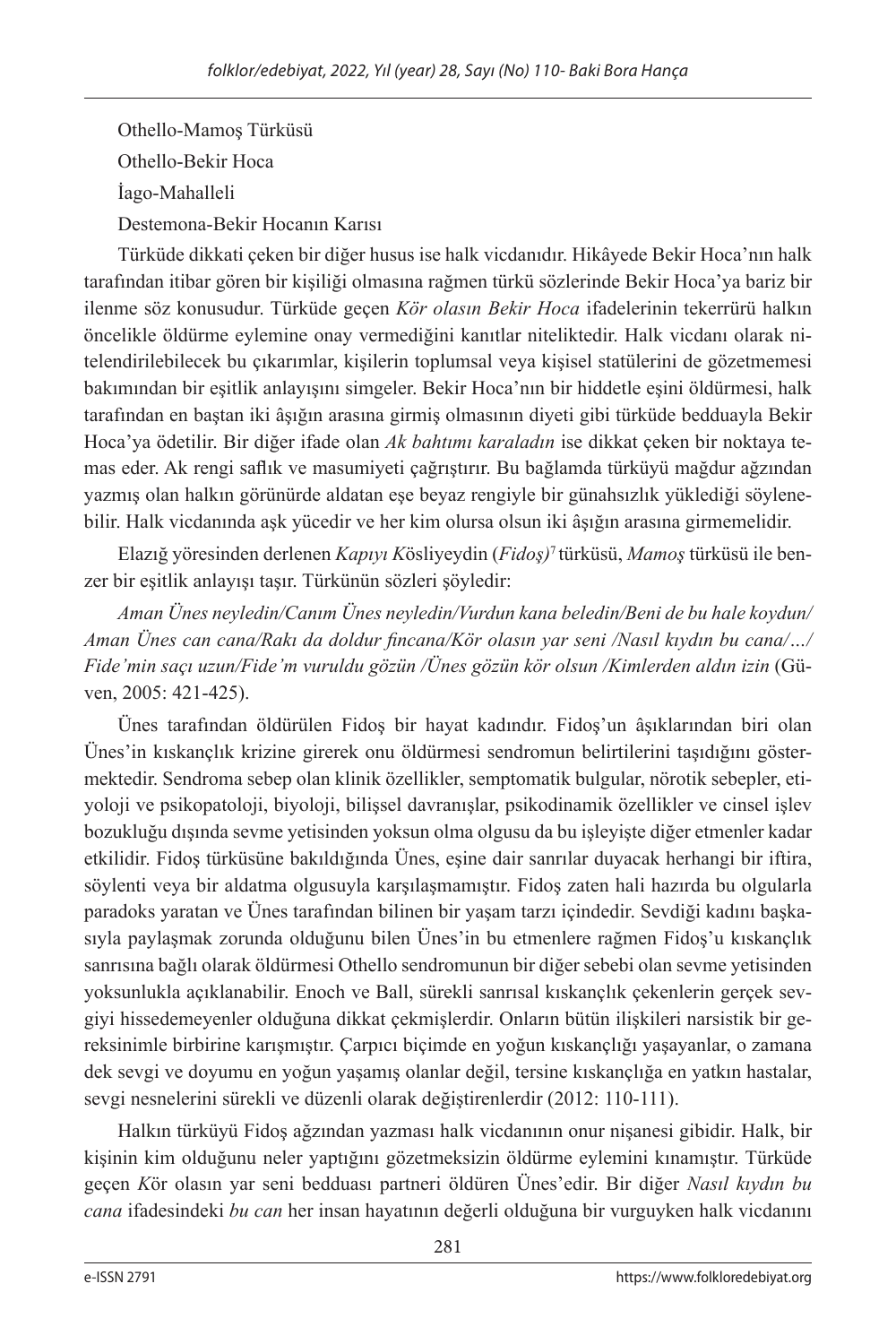Othello-Mamoş Türküsü

Othello-Bekir Hoca

İago-Mahalleli

Destemona-Bekir Hocanın Karısı

Türküde dikkati çeken bir diğer husus ise halk vicdanıdır. Hikâyede Bekir Hoca'nın halk tarafından itibar gören bir kişiliği olmasına rağmen türkü sözlerinde Bekir Hoca'ya bariz bir ilenme söz konusudur. Türküde geçen *Kör olasın Bekir Hoca* ifadelerinin tekerrürü halkın öncelikle öldürme eylemine onay vermediğini kanıtlar niteliktedir. Halk vicdanı olarak nitelendirilebilecek bu çıkarımlar, kişilerin toplumsal veya kişisel statülerini de gözetmemesi bakımından bir eşitlik anlayışını simgeler. Bekir Hoca'nın bir hiddetle eşini öldürmesi, halk tarafından en baştan iki âşığın arasına girmiş olmasının diyeti gibi türküde bedduayla Bekir Hoca'ya ödetilir. Bir diğer ifade olan *Ak bahtımı karaladın* ise dikkat çeken bir noktaya temas eder. Ak rengi saflık ve masumiyeti çağrıştırır. Bu bağlamda türküyü mağdur ağzından yazmış olan halkın görünürde aldatan eşe beyaz rengiyle bir günahsızlık yüklediği söylenebilir. Halk vicdanında aşk yücedir ve her kim olursa olsun iki âşığın arasına girmemelidir.

Elazığ yöresinden derlenen *Kapıyı K*ösliyeydin (*Fidoş)*[7] türküsü, *Mamoş* türküsü ile benzer bir eşitlik anlayışı taşır. Türkünün sözleri şöyledir:

*Aman Ünes neyledin/Canım Ünes neyledin/Vurdun kana beledin/Beni de bu hale koydun/ Aman Ünes can cana/Rakı da doldur fincana/Kör olasın yar seni /Nasıl kıydın bu cana/…/ Fide'min saçı uzun/Fide'm vuruldu gözün /Ünes gözün kör olsun /Kimlerden aldın izin* (Güven, 2005: 421-425).

Ünes tarafından öldürülen Fidoş bir hayat kadındır. Fidoş'un âşıklarından biri olan Ünes'in kıskançlık krizine girerek onu öldürmesi sendromun belirtilerini taşıdığını göstermektedir. Sendroma sebep olan klinik özellikler, semptomatik bulgular, nörotik sebepler, etiyoloji ve psikopatoloji, biyoloji, bilişsel davranışlar, psikodinamik özellikler ve cinsel işlev bozukluğu dışında sevme yetisinden yoksun olma olgusu da bu işleyişte diğer etmenler kadar etkilidir. Fidoş türküsüne bakıldığında Ünes, eşine dair sanrılar duyacak herhangi bir iftira, söylenti veya bir aldatma olgusuyla karşılaşmamıştır. Fidoş zaten hali hazırda bu olgularla paradoks yaratan ve Ünes tarafından bilinen bir yaşam tarzı içindedir. Sevdiği kadını başkasıyla paylaşmak zorunda olduğunu bilen Ünes'in bu etmenlere rağmen Fidoş'u kıskançlık sanrısına bağlı olarak öldürmesi Othello sendromunun bir diğer sebebi olan sevme yetisinden yoksunlukla açıklanabilir. Enoch ve Ball, sürekli sanrısal kıskançlık çekenlerin gerçek sevgiyi hissedemeyenler olduğuna dikkat çekmişlerdir. Onların bütün ilişkileri narsistik bir gereksinimle birbirine karışmıştır. Çarpıcı biçimde en yoğun kıskançlığı yaşayanlar, o zamana dek sevgi ve doyumu en yoğun yaşamış olanlar değil, tersine kıskançlığa en yatkın hastalar, sevgi nesnelerini sürekli ve düzenli olarak değiştirenlerdir (2012: 110-111).

Halkın türküyü Fidoş ağzından yazması halk vicdanının onur nişanesi gibidir. Halk, bir kişinin kim olduğunu neler yaptığını gözetmeksizin öldürme eylemini kınamıştır. Türküde geçen *K*ör olasın yar seni bedduası partneri öldüren Ünes'edir. Bir diğer *Nasıl kıydın bu cana* ifadesindeki *bu can* her insan hayatının değerli olduğuna bir vurguyken halk vicdanını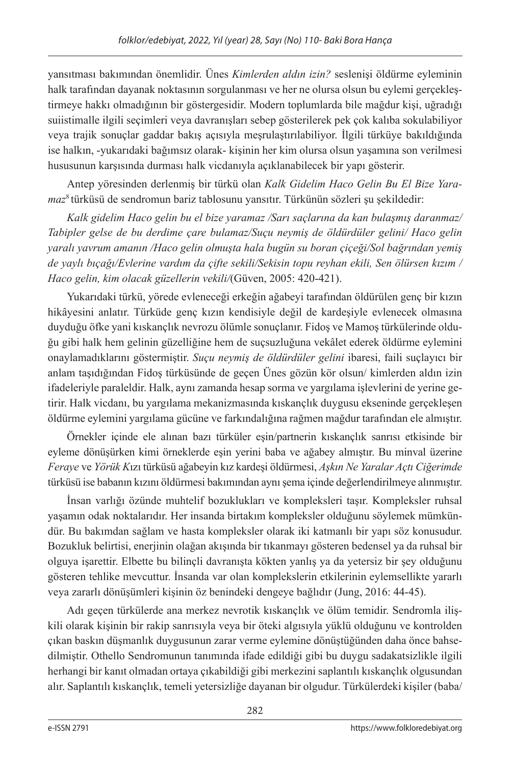yansıtması bakımından önemlidir. Ünes *Kimlerden aldın izin?* seslenişi öldürme eyleminin halk tarafından dayanak noktasının sorgulanması ve her ne olursa olsun bu eylemi gerçekleştirmeye hakkı olmadığının bir göstergesidir. Modern toplumlarda bile mağdur kişi, uğradığı suiistimalle ilgili seçimleri veya davranışları sebep gösterilerek pek çok kalıba sokulabiliyor veya trajik sonuçlar gaddar bakış açısıyla meşrulaştırılabiliyor. İlgili türküye bakıldığında ise halkın, -yukarıdaki bağımsız olarak- kişinin her kim olursa olsun yaşamına son verilmesi hususunun karşısında durması halk vicdanıyla açıklanabilecek bir yapı gösterir.

Antep yöresinden derlenmiş bir türkü olan *Kalk Gidelim Haco Gelin Bu El Bize Yaramaz*[8] türküsü de sendromun bariz tablosunu yansıtır. Türkünün sözleri şu şekildedir:

*Kalk gidelim Haco gelin bu el bize yaramaz /Sarı saçlarına da kan bulaşmış daranmaz/ Tabipler gelse de bu derdime çare bulamaz/Suçu neymiş de öldürdüler gelini/ Haco gelin yaralı yavrum amanın /Haco gelin olmuşta hala bugün su boran çiçeği/Sol bağrından yemiş de yaylı bıçağı/Evlerine vardım da çifte sekili/Sekisin topu reyhan ekili, Sen ölürsen kızım / Haco gelin, kim olacak güzellerin vekili/*(Güven, 2005: 420-421).

Yukarıdaki türkü, yörede evleneceği erkeğin ağabeyi tarafından öldürülen genç bir kızın hikâyesini anlatır. Türküde genç kızın kendisiyle değil de kardeşiyle evlenecek olmasına duyduğu öfke yani kıskançlık nevrozu ölümle sonuçlanır. Fidoş ve Mamoş türkülerinde olduğu gibi halk hem gelinin güzelliğine hem de suçsuzluğuna vekâlet ederek öldürme eylemini onaylamadıklarını göstermiştir. *Suçu neymiş de öldürdüler gelini* ibaresi, faili suçlayıcı bir anlam taşıdığından Fidoş türküsünde de geçen Ünes gözün kör olsun/ kimlerden aldın izin ifadeleriyle paraleldir. Halk, aynı zamanda hesap sorma ve yargılama işlevlerini de yerine getirir. Halk vicdanı, bu yargılama mekanizmasında kıskançlık duygusu ekseninde gerçekleşen öldürme eylemini yargılama gücüne ve farkındalığına rağmen mağdur tarafından ele almıştır.

Örnekler içinde ele alınan bazı türküler eşin/partnerin kıskançlık sanrısı etkisinde bir eyleme dönüşürken kimi örneklerde eşin yerini baba ve ağabey almıştır. Bu minval üzerine *Feraye* ve *Yörük K*ızı türküsü ağabeyin kız kardeşi öldürmesi, *Aşkın Ne Yaralar Açtı Ciğerimde* türküsü ise babanın kızını öldürmesi bakımından aynı şema içinde değerlendirilmeye alınmıştır.

İnsan varlığı özünde muhtelif bozuklukları ve kompleksleri taşır. Kompleksler ruhsal yaşamın odak noktalarıdır. Her insanda birtakım kompleksler olduğunu söylemek mümkündür. Bu bakımdan sağlam ve hasta kompleksler olarak iki katmanlı bir yapı söz konusudur. Bozukluk belirtisi, enerjinin olağan akışında bir tıkanmayı gösteren bedensel ya da ruhsal bir olguya işarettir. Elbette bu bilinçli davranışta kökten yanlış ya da yetersiz bir şey olduğunu gösteren tehlike mevcuttur. İnsanda var olan komplekslerin etkilerinin eylemsellikte yararlı veya zararlı dönüşümleri kişinin öz benindeki dengeye bağlıdır (Jung, 2016: 44-45).

Adı geçen türkülerde ana merkez nevrotik kıskançlık ve ölüm temidir. Sendromla ilişkili olarak kişinin bir rakip sanrısıyla veya bir öteki algısıyla yüklü olduğunu ve kontrolden çıkan baskın düşmanlık duygusunun zarar verme eylemine dönüştüğünden daha önce bahsedilmiştir. Othello Sendromunun tanımında ifade edildiği gibi bu duygu sadakatsizlikle ilgili herhangi bir kanıt olmadan ortaya çıkabildiği gibi merkezini saplantılı kıskançlık olgusundan alır. Saplantılı kıskançlık, temeli yetersizliğe dayanan bir olgudur. Türkülerdeki kişiler (baba/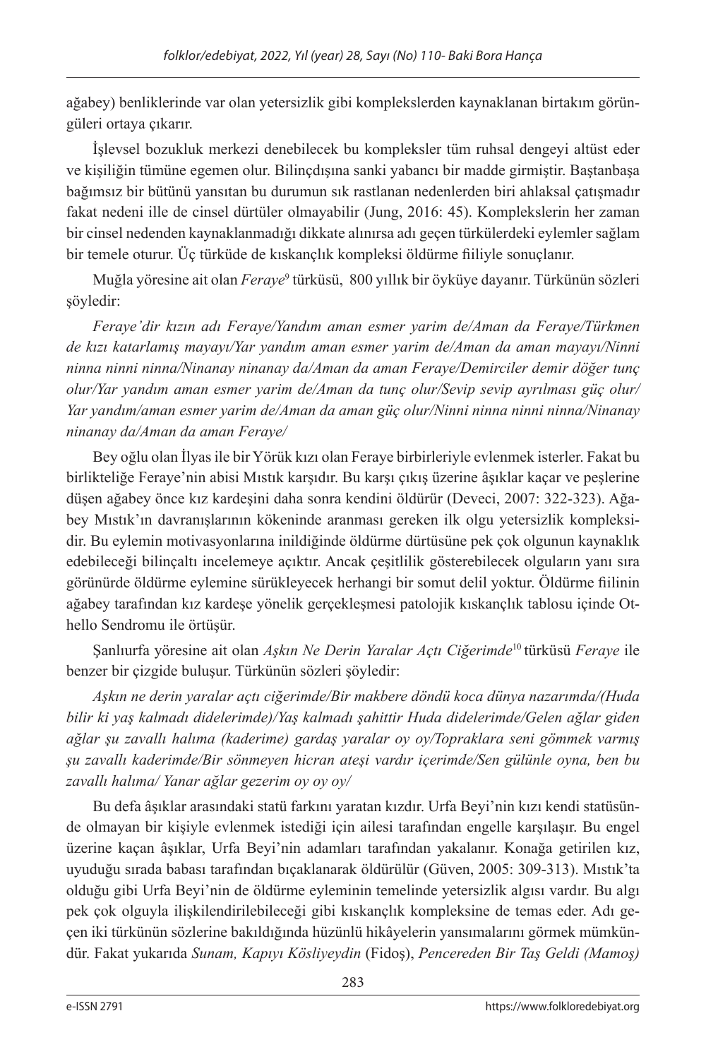ağabey) benliklerinde var olan yetersizlik gibi komplekslerden kaynaklanan birtakım görüngüleri ortaya çıkarır.

İşlevsel bozukluk merkezi denebilecek bu kompleksler tüm ruhsal dengeyi altüst eder ve kişiliğin tümüne egemen olur. Bilinçdışına sanki yabancı bir madde girmiştir. Baştanbaşa bağımsız bir bütünü yansıtan bu durumun sık rastlanan nedenlerden biri ahlaksal çatışmadır fakat nedeni ille de cinsel dürtüler olmayabilir (Jung, 2016: 45). Komplekslerin her zaman bir cinsel nedenden kaynaklanmadığı dikkate alınırsa adı geçen türkülerdeki eylemler sağlam bir temele oturur. Üç türküde de kıskançlık kompleksi öldürme fiiliyle sonuçlanır.

Muğla yöresine ait olan *Feraye*[9] türküsü, 800 yıllık bir öyküye dayanır. Türkünün sözleri şöyledir:

*Feraye'dir kızın adı Feraye/Yandım aman esmer yarim de/Aman da Feraye/Türkmen de kızı katarlamış mayayı/Yar yandım aman esmer yarim de/Aman da aman mayayı/Ninni ninna ninni ninna/Ninanay ninanay da/Aman da aman Feraye/Demirciler demir döğer tunç olur/Yar yandım aman esmer yarim de/Aman da tunç olur/Sevip sevip ayrılması güç olur/Yar yandım/aman esmer yarim de/Aman da aman güç olur/Ninni ninna ninni ninna/Ninanay ninanay da/Aman da aman Feraye/*

Bey oğlu olan İlyas ile bir Yörük kızı olan Feraye birbirleriyle evlenmek isterler. Fakat bu birlikteliğe Feraye'nin abisi Mıstık karşıdır. Bu karşı çıkış üzerine âşıklar kaçar ve peşlerine düşen ağabey önce kız kardeşini daha sonra kendini öldürür (Deveci, 2007: 322-323). Ağabey Mıstık'ın davranışlarının kökeninde aranması gereken ilk olgu yetersizlik kompleksidir. Bu eylemin motivasyonlarına inildiğinde öldürme dürtüsüne pek çok olgunun kaynaklık edebileceği bilinçaltı incelemeye açıktır. Ancak çeşitlilik gösterebilecek olguların yanı sıra görünürde öldürme eylemine sürükleyecek herhangi bir somut delil yoktur. Öldürme fiilinin ağabey tarafından kız kardeşe yönelik gerçekleşmesi patolojik kıskançlık tablosu içinde Othello Sendromu ile örtüşür.

Şanlıurfa yöresine ait olan *Aşkın Ne Derin Yaralar Açtı Ciğerimde*[10] türküsü *Feraye* ile benzer bir çizgide buluşur. Türkünün sözleri şöyledir:

*Aşkın ne derin yaralar açtı ciğerimde/Bir makbere döndü koca dünya nazarımda/(Huda bilir ki yaş kalmadı didelerimde)/Yaş kalmadı şahittir Huda didelerimde/Gelen ağlar giden ağlar şu zavallı halıma (kaderime) gardaş yaralar oy oy/Topraklara seni gömmek varmış şu zavallı kaderimde/Bir sönmeyen hicran ateşi vardır içerimde/Sen gülünle oyna, ben bu zavallı halıma/ Yanar ağlar gezerim oy oy oy/*

Bu defa âşıklar arasındaki statü farkını yaratan kızdır. Urfa Beyi'nin kızı kendi statüsünde olmayan bir kişiyle evlenmek istediği için ailesi tarafından engelle karşılaşır. Bu engel üzerine kaçan âşıklar, Urfa Beyi'nin adamları tarafından yakalanır. Konağa getirilen kız, uyuduğu sırada babası tarafından bıçaklanarak öldürülür (Güven, 2005: 309-313). Mıstık'ta olduğu gibi Urfa Beyi'nin de öldürme eyleminin temelinde yetersizlik algısı vardır. Bu algı pek çok olguyla ilişkilendirilebileceği gibi kıskançlık kompleksine de temas eder. Adı geçen iki türkünün sözlerine bakıldığında hüzünlü hikâyelerin yansımalarını görmek mümkündür. Fakat yukarıda *Sunam, Kapıyı Kösliyeydin* (Fidoş), *Pencereden Bir Taş Geldi (Mamoş)*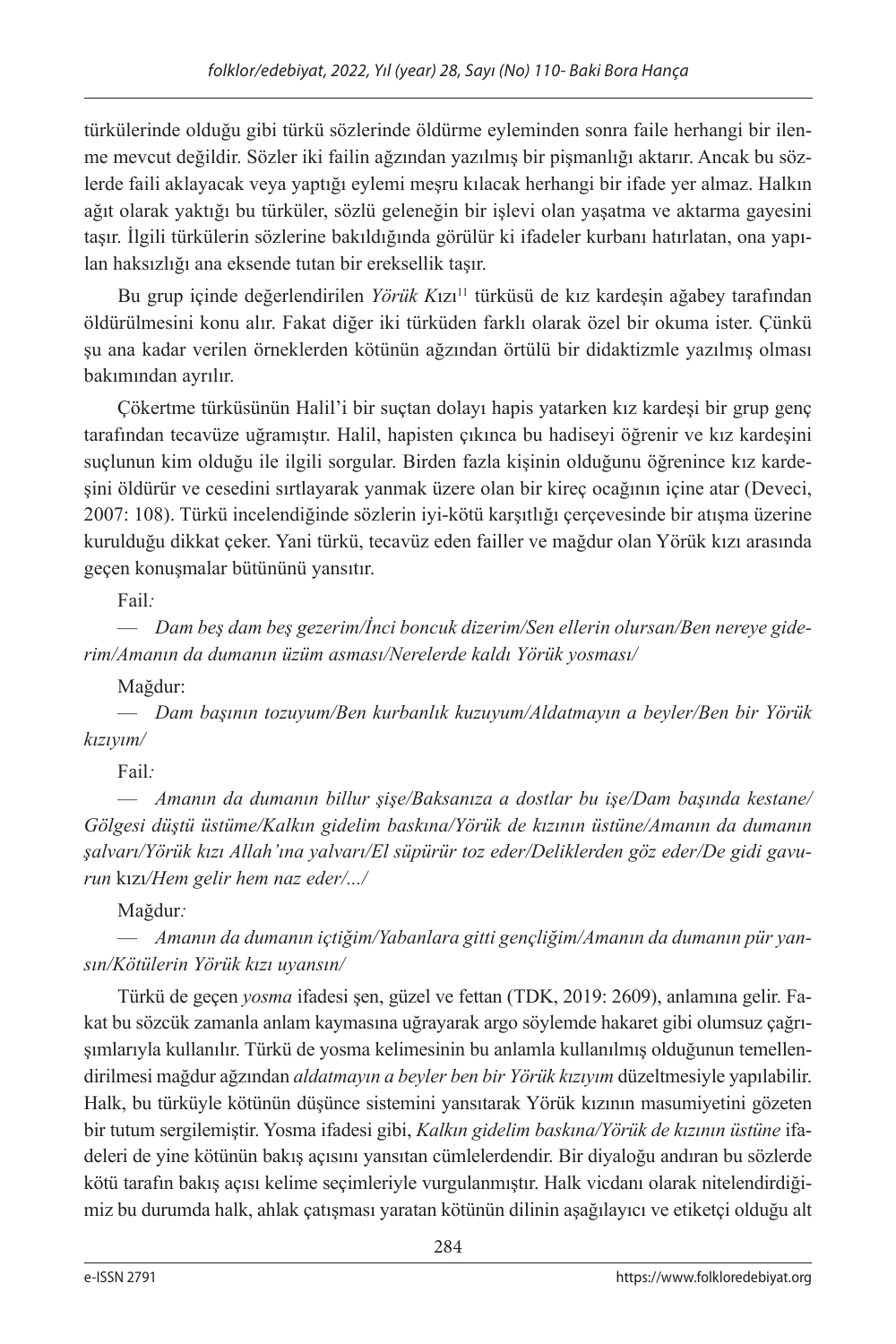türkülerinde olduğu gibi türkü sözlerinde öldürme eyleminden sonra faile herhangi bir ilenme mevcut değildir. Sözler iki failin ağzından yazılmış bir pişmanlığı aktarır. Ancak bu sözlerde faili aklayacak veya yaptığı eylemi meşru kılacak herhangi bir ifade yer almaz. Halkın ağıt olarak yaktığı bu türküler, sözlü geleneğin bir işlevi olan yaşatma ve aktarma gayesini taşır. İlgili türkülerin sözlerine bakıldığında görülür ki ifadeler kurbanı hatırlatan, ona yapılan haksızlığı ana eksende tutan bir ereksellik taşır.

Bu grup içinde değerlendirilen *Yörük K*ızı[11] türküsü de kız kardeşin ağabey tarafından öldürülmesini konu alır. Fakat diğer iki türküden farklı olarak özel bir okuma ister. Çünkü şu ana kadar verilen örneklerden kötünün ağzından örtülü bir didaktizmle yazılmış olması bakımından ayrılır.

Çökertme türküsünün Halil'i bir suçtan dolayı hapis yatarken kız kardeşi bir grup genç tarafından tecavüze uğramıştır. Halil, hapisten çıkınca bu hadiseyi öğrenir ve kız kardeşini suçlunun kim olduğu ile ilgili sorgular. Birden fazla kişinin olduğunu öğrenince kız kardeşini öldürür ve cesedini sırtlayarak yanmak üzere olan bir kireç ocağının içine atar (Deveci, 2007: 108). Türkü incelendiğinde sözlerin iyi-kötü karşıtlığı çerçevesinde bir atışma üzerine kurulduğu dikkat çeker. Yani türkü, tecavüz eden failler ve mağdur olan Yörük kızı arasında geçen konuşmalar bütününü yansıtır.

Fail*:*

— *Dam beş dam beş gezerim/İnci boncuk dizerim/Sen ellerin olursan/Ben nereye giderim/Amanın da dumanın üzüm asması/Nerelerde kaldı Yörük yosması/*

Mağdur:

— *Dam başının tozuyum/Ben kurbanlık kuzuyum/Aldatmayın a beyler/Ben bir Yörük kızıyım/*

Fail*:*

— *Amanın da dumanın billur şişe/Baksanıza a dostlar bu işe/Dam başında kestane/Gölgesi düştü üstüme/Kalkın gidelim baskına/Yörük de kızının üstüne/Amanın da dumanın şalvarı/Yörük kızı Allah'ına yalvarı/El süpürür toz eder/Deliklerden göz eder/De gidi gavurun* kızı*/Hem gelir hem naz eder/.../*

Mağdur*:*

— *Amanın da dumanın içtiğim/Yabanlara gitti gençliğim/Amanın da dumanın pür yansın/Kötülerin Yörük kızı uyansın/*

Türkü de geçen *yosma* ifadesi şen, güzel ve fettan (TDK, 2019: 2609), anlamına gelir. Fakat bu sözcük zamanla anlam kaymasına uğrayarak argo söylemde hakaret gibi olumsuz çağrışımlarıyla kullanılır. Türkü de yosma kelimesinin bu anlamla kullanılmış olduğunun temellendirilmesi mağdur ağzından *aldatmayın a beyler ben bir Yörük kızıyım* düzeltmesiyle yapılabilir. Halk, bu türküyle kötünün düşünce sistemini yansıtarak Yörük kızının masumiyetini gözeten bir tutum sergilemiştir. Yosma ifadesi gibi, *Kalkın gidelim baskına/Yörük de kızının üstüne* ifadeleri de yine kötünün bakış açısını yansıtan cümlelerdendir. Bir diyaloğu andıran bu sözlerde kötü tarafın bakış açısı kelime seçimleriyle vurgulanmıştır. Halk vicdanı olarak nitelendirdiğimiz bu durumda halk, ahlak çatışması yaratan kötünün dilinin aşağılayıcı ve etiketçi olduğu alt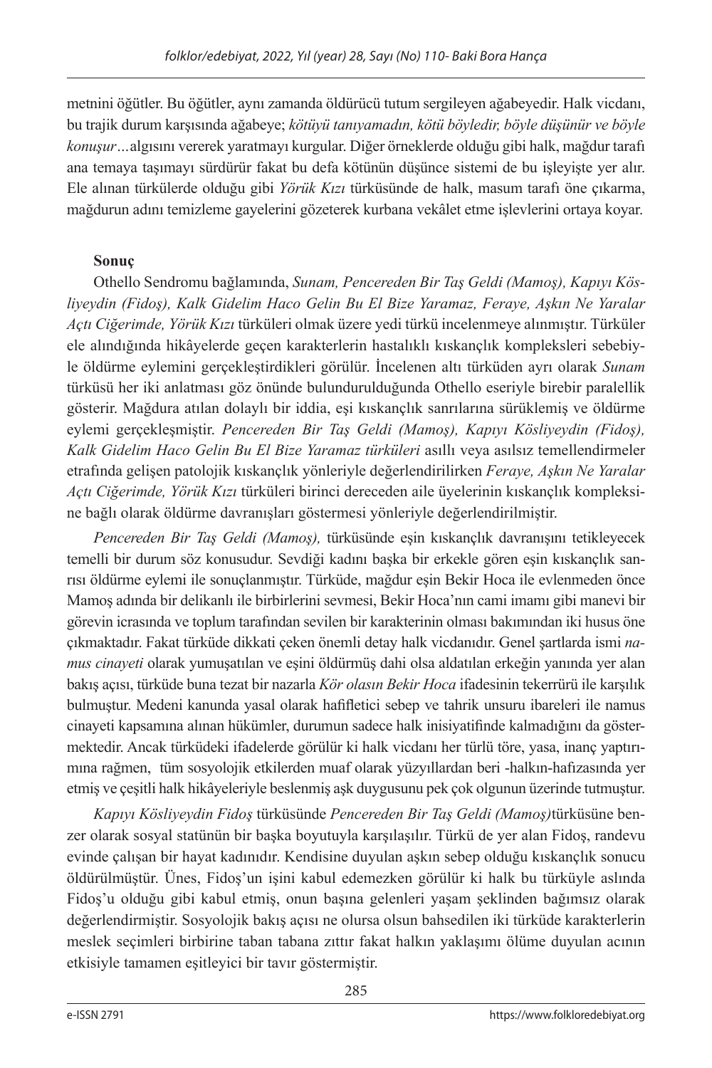metnini öğütler. Bu öğütler, aynı zamanda öldürücü tutum sergileyen ağabeyedir. Halk vicdanı, bu trajik durum karşısında ağabeye; *kötüyü tanıyamadın, kötü böyledir, böyle düşünür ve böyle konuşur…*algısını vererek yaratmayı kurgular. Diğer örneklerde olduğu gibi halk, mağdur tarafı ana temaya taşımayı sürdürür fakat bu defa kötünün düşünce sistemi de bu işleyişte yer alır. Ele alınan türkülerde olduğu gibi *Yörük Kızı* türküsünde de halk, masum tarafı öne çıkarma, mağdurun adını temizleme gayelerini gözeterek kurbana vekâlet etme işlevlerini ortaya koyar.

**Sonuç**

Othello Sendromu bağlamında, *Sunam, Pencereden Bir Taş Geldi (Mamoş), Kapıyı Kösliyeydin (Fidoş), Kalk Gidelim Haco Gelin Bu El Bize Yaramaz, Feraye, Aşkın Ne Yaralar Açtı Ciğerimde, Yörük Kızı* türküleri olmak üzere yedi türkü incelenmeye alınmıştır. Türküler ele alındığında hikâyelerde geçen karakterlerin hastalıklı kıskançlık kompleksleri sebebiyle öldürme eylemini gerçekleştirdikleri görülür. İncelenen altı türküden ayrı olarak *Sunam* türküsü her iki anlatması göz önünde bulundurulduğunda Othello eseriyle birebir paralellik gösterir. Mağdura atılan dolaylı bir iddia, eşi kıskançlık sanrılarına sürüklemiş ve öldürme eylemi gerçekleşmiştir. *Pencereden Bir Taş Geldi (Mamoş), Kapıyı Kösliyeydin (Fidoş), Kalk Gidelim Haco Gelin Bu El Bize Yaramaz türküleri* asıllı veya asılsız temellendirmeler etrafında gelişen patolojik kıskançlık yönleriyle değerlendirilirken *Feraye, Aşkın Ne Yaralar Açtı Ciğerimde, Yörük Kızı* türküleri birinci dereceden aile üyelerinin kıskançlık kompleksine bağlı olarak öldürme davranışları göstermesi yönleriyle değerlendirilmiştir.

*Pencereden Bir Taş Geldi (Mamoş),* türküsünde eşin kıskançlık davranışını tetikleyecek temelli bir durum söz konusudur. Sevdiği kadını başka bir erkekle gören eşin kıskançlık sanrısı öldürme eylemi ile sonuçlanmıştır. Türküde, mağdur eşin Bekir Hoca ile evlenmeden önce Mamoş adında bir delikanlı ile birbirlerini sevmesi, Bekir Hoca'nın cami imamı gibi manevi bir görevin icrasında ve toplum tarafından sevilen bir karakterinin olması bakımından iki husus öne çıkmaktadır. Fakat türküde dikkati çeken önemli detay halk vicdanıdır. Genel şartlarda ismi *namus cinayeti* olarak yumuşatılan ve eşini öldürmüş dahi olsa aldatılan erkeğin yanında yer alan bakış açısı, türküde buna tezat bir nazarla *Kör olasın Bekir Hoca* ifadesinin tekerrürü ile karşılık bulmuştur. Medeni kanunda yasal olarak hafifletici sebep ve tahrik unsuru ibareleri ile namus cinayeti kapsamına alınan hükümler, durumun sadece halk inisiyatifinde kalmadığını da göstermektedir. Ancak türküdeki ifadelerde görülür ki halk vicdanı her türlü töre, yasa, inanç yaptırımına rağmen, tüm sosyolojik etkilerden muaf olarak yüzyıllardan beri -halkın-hafızasında yer etmiş ve çeşitli halk hikâyeleriyle beslenmiş aşk duygusunu pek çok olgunun üzerinde tutmuştur.

*Kapıyı Kösliyeydin Fidoş* türküsünde *Pencereden Bir Taş Geldi (Mamoş)*türküsüne benzer olarak sosyal statünün bir başka boyutuyla karşılaşılır. Türkü de yer alan Fidoş, randevu evinde çalışan bir hayat kadınıdır. Kendisine duyulan aşkın sebep olduğu kıskançlık sonucu öldürülmüştür. Ünes, Fidoş'un işini kabul edemezken görülür ki halk bu türküyle aslında Fidoş'u olduğu gibi kabul etmiş, onun başına gelenleri yaşam şeklinden bağımsız olarak değerlendirmiştir. Sosyolojik bakış açısı ne olursa olsun bahsedilen iki türküde karakterlerin meslek seçimleri birbirine taban tabana zıttır fakat halkın yaklaşımı ölüme duyulan acının etkisiyle tamamen eşitleyici bir tavır göstermiştir.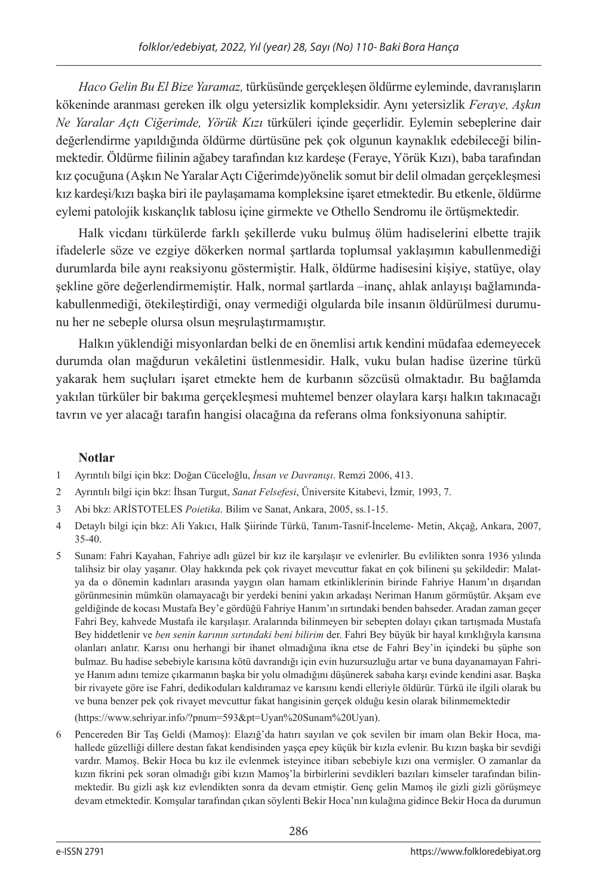*Haco Gelin Bu El Bize Yaramaz,* türküsünde gerçekleşen öldürme eyleminde, davranışların kökeninde aranması gereken ilk olgu yetersizlik kompleksidir. Aynı yetersizlik *Feraye, Aşkın Ne Yaralar Açtı Ciğerimde, Yörük Kızı* türküleri içinde geçerlidir. Eylemin sebeplerine dair değerlendirme yapıldığında öldürme dürtüsüne pek çok olgunun kaynaklık edebileceği bilinmektedir. Öldürme fiilinin ağabey tarafından kız kardeşe (Feraye, Yörük Kızı), baba tarafından kız çocuğuna (Aşkın Ne Yaralar Açtı Ciğerimde)yönelik somut bir delil olmadan gerçekleşmesi kız kardeşi/kızı başka biri ile paylaşamama kompleksine işaret etmektedir. Bu etkenle, öldürme eylemi patolojik kıskançlık tablosu içine girmekte ve Othello Sendromu ile örtüşmektedir.

Halk vicdanı türkülerde farklı şekillerde vuku bulmuş ölüm hadiselerini elbette trajik ifadelerle söze ve ezgiye dökerken normal şartlarda toplumsal yaklaşımın kabullenmediği durumlarda bile aynı reaksiyonu göstermiştir. Halk, öldürme hadisesini kişiye, statüye, olay şekline göre değerlendirmemiştir. Halk, normal şartlarda –inanç, ahlak anlayışı bağlamında-kabullenmediği, ötekileştirdiği, onay vermediği olgularda bile insanın öldürülmesi durumunu her ne sebeple olursa olsun meşrulaştırmamıştır.

Halkın yüklendiği misyonlardan belki de en önemlisi artık kendini müdafaa edemeyecek durumda olan mağdurun vekâletini üstlenmesidir. Halk, vuku bulan hadise üzerine türkü yakarak hem suçluları işaret etmekte hem de kurbanın sözcüsü olmaktadır. Bu bağlamda yakılan türküler bir bakıma gerçekleşmesi muhtemel benzer olaylara karşı halkın takınacağı tavrın ve yer alacağı tarafın hangisi olacağına da referans olma fonksiyonuna sahiptir.

**Notlar**

1 Ayrıntılı bilgi için bkz: Doğan Cüceloğlu, *İnsan ve Davranışı*. Remzi 2006, 413.

2 Ayrıntılı bilgi için bkz: İhsan Turgut, *Sanat Felsefesi*, Üniversite Kitabevi, İzmir, 1993, 7.

3 Abi bkz: ARİSTOTELES *Poietika*. Bilim ve Sanat, Ankara, 2005, ss.1-15.

4 Detaylı bilgi için bkz: Ali Yakıcı, Halk Şiirinde Türkü, Tanım-Tasnif-İnceleme- Metin, Akçağ, Ankara, 2007, 35-40.

5 Sunam: Fahri Kayahan, Fahriye adlı güzel bir kız ile karşılaşır ve evlenirler. Bu evlilikten sonra 1936 yılında talihsiz bir olay yaşanır. Olay hakkında pek çok rivayet mevcuttur fakat en çok bilineni şu şekildedir: Malatya da o dönemin kadınları arasında yaygın olan hamam etkinliklerinin birinde Fahriye Hanım'ın dışarıdan görünmesinin mümkün olamayacağı bir yerdeki benini yakın arkadaşı Neriman Hanım görmüştür. Akşam eve geldiğinde de kocası Mustafa Bey'e gördüğü Fahriye Hanım'ın sırtındaki benden bahseder. Aradan zaman geçer Fahri Bey, kahvede Mustafa ile karşılaşır. Aralarında bilinmeyen bir sebepten dolayı çıkan tartışmada Mustafa Bey hiddetlenir ve *ben senin karının sırtındaki beni bilirim* der. Fahri Bey büyük bir hayal kırıklığıyla karısına olanları anlatır. Karısı onu herhangi bir ihanet olmadığına ikna etse de Fahri Bey'in içindeki bu şüphe son bulmaz. Bu hadise sebebiyle karısına kötü davrandığı için evin huzursuzluğu artar ve buna dayanamayan Fahriye Hanım adını temize çıkarmanın başka bir yolu olmadığını düşünerek sabaha karşı evinde kendini asar. Başka bir rivayete göre ise Fahri, dedikoduları kaldıramaz ve karısını kendi elleriyle öldürür. Türkü ile ilgili olarak bu ve buna benzer pek çok rivayet mevcuttur fakat hangisinin gerçek olduğu kesin olarak bilinmemektedir (https://www.sehriyar.info/?pnum=593&pt=Uyan%20Sunam%20Uyan).

6 Pencereden Bir Taş Geldi (Mamoş): Elazığ'da hatırı sayılan ve çok sevilen bir imam olan Bekir Hoca, mahallede güzelliği dillere destan fakat kendisinden yaşça epey küçük bir kızla evlenir. Bu kızın başka bir sevdiği vardır. Mamoş. Bekir Hoca bu kız ile evlenmek isteyince itibarı sebebiyle kızı ona vermişler. O zamanlar da kızın fikrini pek soran olmadığı gibi kızın Mamoş'la birbirlerini sevdikleri bazıları kimseler tarafından bilinmektedir. Bu gizli aşk kız evlendikten sonra da devam etmiştir. Genç gelin Mamoş ile gizli gizli görüşmeye devam etmektedir. Komşular tarafından çıkan söylenti Bekir Hoca'nın kulağına gidince Bekir Hoca da durumun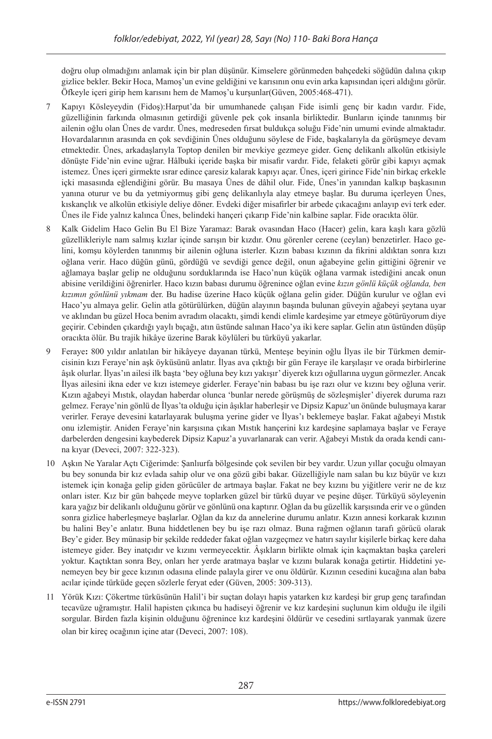doğru olup olmadığını anlamak için bir plan düşünür. Kimselere görünmeden bahçedeki söğüdün dalına çıkıp gizlice bekler. Bekir Hoca, Mamoş'un evine geldiğini ve karısının onu evin arka kapısından içeri aldığını görür. Öfkeyle içeri girip hem karısını hem de Mamoş'u kurşunlar(Güven, 2005:468-471).

7 Kapıyı Kösleyeydin (Fidoş):Harput'da bir umumhanede çalışan Fide isimli genç bir kadın vardır. Fide, güzelliğinin farkında olmasının getirdiği güvenle pek çok insanla birliktedir. Bunların içinde tanınmış bir ailenin oğlu olan Ünes de vardır. Ünes, medreseden fırsat buldukça soluğu Fide'nin umumi evinde almaktadır. Hovardalarının arasında en çok sevdiğinin Ünes olduğunu söylese de Fide, başkalarıyla da görüşmeye devam etmektedir. Ünes, arkadaşlarıyla Toptop denilen bir mevkiye gezmeye gider. Genç delikanlı alkolün etkisiyle dönüşte Fide'nin evine uğrar. Hâlbuki içeride başka bir misafir vardır. Fide, felaketi görür gibi kapıyı açmak istemez. Ünes içeri girmekte ısrar edince çaresiz kalarak kapıyı açar. Ünes, içeri girince Fide'nin birkaç erkekle içki masasında eğlendiğini görür. Bu masaya Ünes de dâhil olur. Fide, Ünes'in yanından kalkıp başkasının yanına oturur ve bu da yetmiyormuş gibi genç delikanlıyla alay etmeye başlar. Bu duruma içerleyen Ünes, kıskançlık ve alkolün etkisiyle deliye döner. Evdeki diğer misafirler bir arbede çıkacağını anlayıp evi terk eder. Ünes ile Fide yalnız kalınca Ünes, belindeki hançeri çıkarıp Fide'nin kalbine saplar. Fide oracıkta ölür.

8 Kalk Gidelim Haco Gelin Bu El Bize Yaramaz: Barak ovasından Haco (Hacer) gelin, kara kaşlı kara gözlü güzellikleriyle nam salmış kızlar içinde sarışın bir kızdır. Onu görenler cerene (ceylan) benzetirler. Haco gelini, komşu köylerden tanınmış bir ailenin oğluna isterler. Kızın babası kızının da fikrini aldıktan sonra kızı oğlana verir. Haco düğün günü, gördüğü ve sevdiği gence değil, onun ağabeyine gelin gittiğini öğrenir ve ağlamaya başlar gelip ne olduğunu sorduklarında ise Haco'nun küçük oğlana varmak istediğini ancak onun abisine verildiğini öğrenirler. Haco kızın babası durumu öğrenince oğlan evine *kızın gönlü küçük oğlanda, ben kızımın gönlünü yıkmam* der. Bu hadise üzerine Haco küçük oğlana gelin gider. Düğün kurulur ve oğlan evi Haco'yu almaya gelir. Gelin atla götürülürken, düğün alayının başında bulunan güveyin ağabeyi şeytana uyar ve aklından bu güzel Hoca benim avradım olacaktı, şimdi kendi elimle kardeşime yar etmeye götürüyorum diye geçirir. Cebinden çıkardığı yaylı bıçağı, atın üstünde salınan Haco'ya iki kere saplar. Gelin atın üstünden düşüp oracıkta ölür. Bu trajik hikâye üzerine Barak köylüleri bu türküyü yakarlar.

9 Feraye**:** 800 yıldır anlatılan bir hikâyeye dayanan türkü, Menteşe beyinin oğlu İlyas ile bir Türkmen demircisinin kızı Feraye'nin aşk öyküsünü anlatır. İlyas ava çıktığı bir gün Feraye ile karşılaşır ve orada birbirlerine âşık olurlar. İlyas'ın ailesi ilk başta 'bey oğluna bey kızı yakışır' diyerek kızı oğullarına uygun görmezler. Ancak İlyas ailesini ikna eder ve kızı istemeye giderler. Feraye'nin babası bu işe razı olur ve kızını bey oğluna verir. Kızın ağabeyi Mıstık, olaydan haberdar olunca 'bunlar nerede görüşmüş de sözleşmişler' diyerek duruma razı gelmez. Feraye'nin gönlü de İlyas'ta olduğu için âşıklar haberleşir ve Dipsiz Kapuz'un önünde buluşmaya karar verirler. Feraye devesini katarlayarak buluşma yerine gider ve İlyas'ı beklemeye başlar. Fakat ağabeyi Mıstık onu izlemiştir. Aniden Feraye'nin karşısına çıkan Mıstık hançerini kız kardeşine saplamaya başlar ve Feraye darbelerden dengesini kaybederek Dipsiz Kapuz'a yuvarlanarak can verir. Ağabeyi Mıstık da orada kendi canına kıyar (Deveci, 2007: 322-323).

10 Aşkın Ne Yaralar Açtı Ciğerimde: Şanlıurfa bölgesinde çok sevilen bir bey vardır. Uzun yıllar çocuğu olmayan bu bey sonunda bir kız evlada sahip olur ve ona gözü gibi bakar. Güzelliğiyle nam salan bu kız büyür ve kızı istemek için konağa gelip giden görücüler de artmaya başlar. Fakat ne bey kızını bu yiğitlere verir ne de kız onları ister. Kız bir gün bahçede meyve toplarken güzel bir türkü duyar ve peşine düşer. Türküyü söyleyenin kara yağız bir delikanlı olduğunu görür ve gönlünü ona kaptırır. Oğlan da bu güzellik karşısında erir ve o günden sonra gizlice haberleşmeye başlarlar. Oğlan da kız da annelerine durumu anlatır. Kızın annesi korkarak kızının bu halini Bey'e anlatır. Buna hiddetlenen bey bu işe razı olmaz. Buna rağmen oğlanın tarafı görücü olarak Bey'e gider. Bey münasip bir şekilde reddeder fakat oğlan vazgeçmez ve hatırı sayılır kişilerle birkaç kere daha istemeye gider. Bey inatçıdır ve kızını vermeyecektir. Âşıkların birlikte olmak için kaçmaktan başka çareleri yoktur. Kaçtıktan sonra Bey, onları her yerde aratmaya başlar ve kızını bularak konağa getirtir. Hiddetini yenemeyen bey bir gece kızının odasına elinde palayla girer ve onu öldürür. Kızının cesedini kucağına alan baba acılar içinde türküde geçen sözlerle feryat eder (Güven, 2005: 309-313).

11 Yörük Kızı: Çökertme türküsünün Halil'i bir suçtan dolayı hapis yatarken kız kardeşi bir grup genç tarafından tecavüze uğramıştır. Halil hapisten çıkınca bu hadiseyi öğrenir ve kız kardeşini suçlunun kim olduğu ile ilgili sorgular. Birden fazla kişinin olduğunu öğrenince kız kardeşini öldürür ve cesedini sırtlayarak yanmak üzere olan bir kireç ocağının içine atar (Deveci, 2007: 108).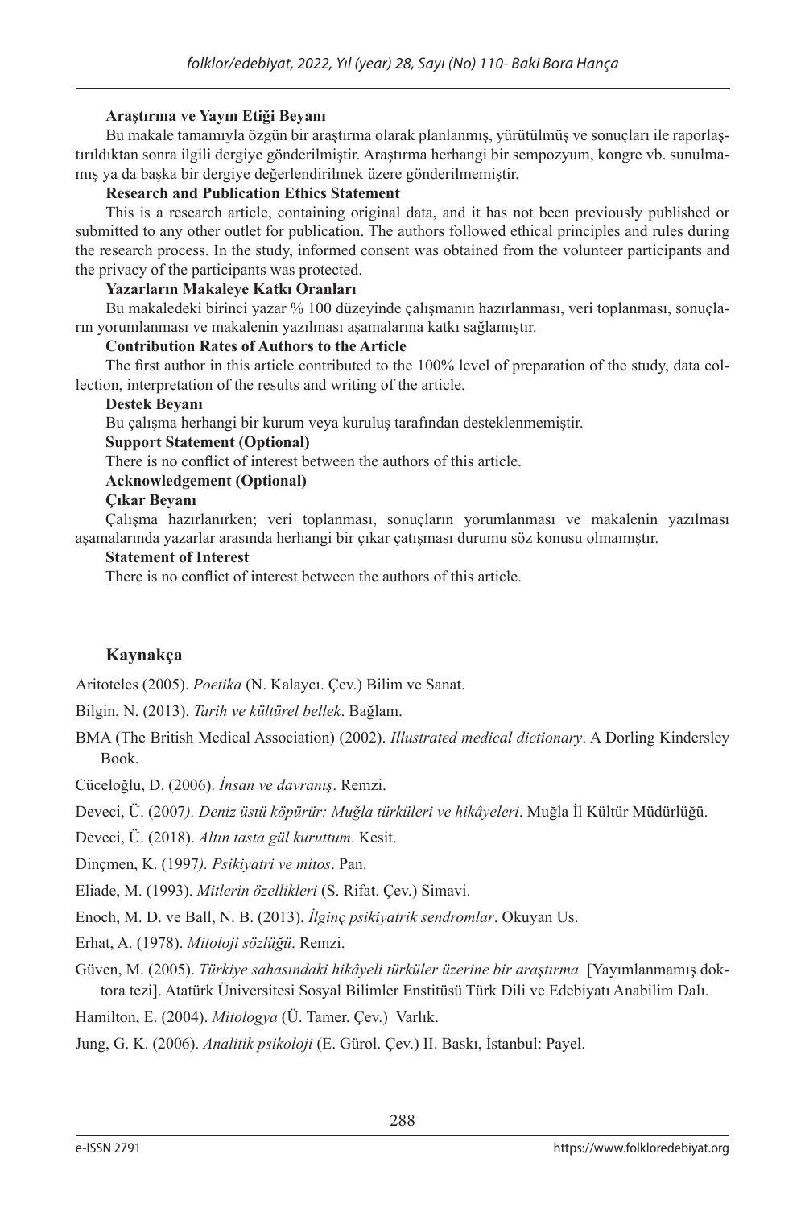**Araştırma ve Yayın Etiği Beyanı**

Bu makale tamamıyla özgün bir araştırma olarak planlanmış, yürütülmüş ve sonuçları ile raporlaştırıldıktan sonra ilgili dergiye gönderilmiştir. Araştırma herhangi bir sempozyum, kongre vb. sunulmamış ya da başka bir dergiye değerlendirilmek üzere gönderilmemiştir.

**Research and Publication Ethics Statement**

This is a research article, containing original data, and it has not been previously published or submitted to any other outlet for publication. The authors followed ethical principles and rules during the research process. In the study, informed consent was obtained from the volunteer participants and the privacy of the participants was protected.

**Yazarların Makaleye Katkı Oranları**

Bu makaledeki birinci yazar % 100 düzeyinde çalışmanın hazırlanması, veri toplanması, sonuçların yorumlanması ve makalenin yazılması aşamalarına katkı sağlamıştır.

**Contribution Rates of Authors to the Article**

The first author in this article contributed to the 100% level of preparation of the study, data collection, interpretation of the results and writing of the article.

**Destek Beyanı**

Bu çalışma herhangi bir kurum veya kuruluş tarafından desteklenmemiştir.

**Support Statement (Optional)**

There is no conflict of interest between the authors of this article.

**Acknowledgement (Optional)**

**Çıkar Beyanı**

Çalışma hazırlanırken; veri toplanması, sonuçların yorumlanması ve makalenin yazılması aşamalarında yazarlar arasında herhangi bir çıkar çatışması durumu söz konusu olmamıştır.

**Statement of Interest**

There is no conflict of interest between the authors of this article.

## Kaynakça

Aritoteles (2005). *Poetika* (N. Kalaycı. Çev.) Bilim ve Sanat.

Bilgin, N. (2013). *Tarih ve kültürel bellek*. Bağlam.

BMA (The British Medical Association) (2002). *Illustrated medical dictionary*. A Dorling Kindersley Book.

Cüceloğlu, D. (2006). *İnsan ve davranış*. Remzi.

Deveci, Ü. (2007*). Deniz üstü köpürür: Muğla türküleri ve hikâyeleri*. Muğla İl Kültür Müdürlüğü.

Deveci, Ü. (2018). *Altın tasta gül kuruttum*. Kesit.

Dinçmen, K. (1997*). Psikiyatri ve mitos*. Pan.

Eliade, M. (1993). *Mitlerin özellikleri* (S. Rifat. Çev.) Simavi.

Enoch, M. D. ve Ball, N. B. (2013). *İlginç psikiyatrik sendromlar*. Okuyan Us.

Erhat, A. (1978). *Mitoloji sözlüğü*. Remzi.

Güven, M. (2005). *Türkiye sahasındaki hikâyeli türküler üzerine bir araştırma* [Yayımlanmamış doktora tezi]. Atatürk Üniversitesi Sosyal Bilimler Enstitüsü Türk Dili ve Edebiyatı Anabilim Dalı.

Hamilton, E. (2004). *Mitologya* (Ü. Tamer. Çev.) Varlık.

Jung, G. K. (2006). *Analitik psikoloji* (E. Gürol. Çev.) II. Baskı, İstanbul: Payel.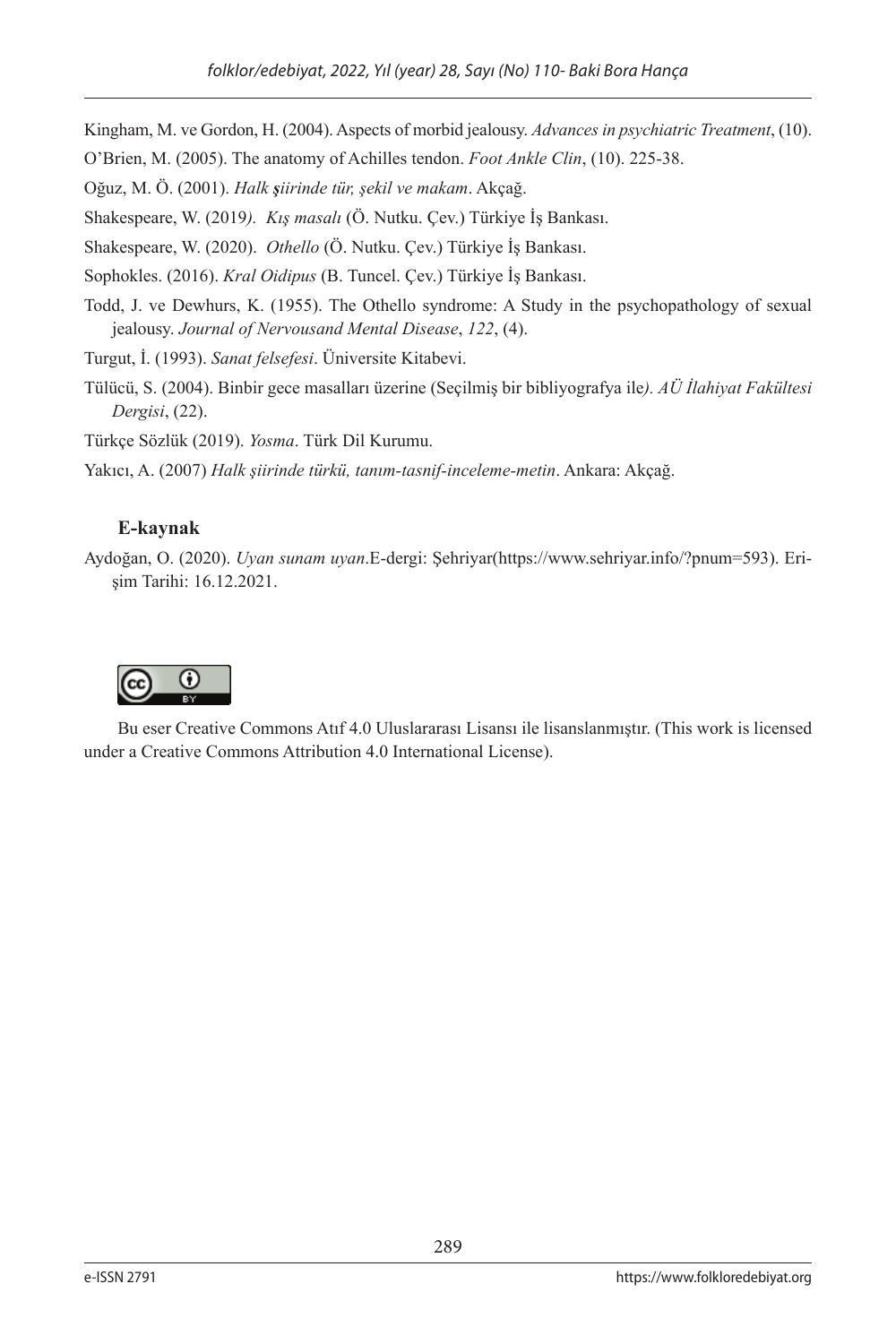Kingham, M. ve Gordon, H. (2004). Aspects of morbid jealousy. *Advances in psychiatric Treatment*, (10).

O'Brien, M. (2005). The anatomy of Achilles tendon. *Foot Ankle Clin*, (10). 225-38.

Oğuz, M. Ö. (2001). *Halk şiirinde tür, şekil ve makam*. Akçağ.

Shakespeare, W. (2019*). Kış masalı* (Ö. Nutku. Çev.) Türkiye İş Bankası.

Shakespeare, W. (2020). *Othello* (Ö. Nutku. Çev.) Türkiye İş Bankası.

Sophokles. (2016). *Kral Oidipus* (B. Tuncel. Çev.) Türkiye İş Bankası.

Todd, J. ve Dewhurs, K. (1955). The Othello syndrome: A Study in the psychopathology of sexual jealousy. *Journal of Nervousand Mental Disease*, *122*, (4).

Turgut, İ. (1993). *Sanat felsefesi*. Üniversite Kitabevi.

Tülücü, S. (2004). Binbir gece masalları üzerine (Seçilmiş bir bibliyografya ile*). AÜ İlahiyat Fakültesi Dergisi*, (22).

Türkçe Sözlük (2019). *Yosma*. Türk Dil Kurumu.

Yakıcı, A. (2007) *Halk şiirinde türkü, tanım-tasnif-inceleme-metin*. Ankara: Akçağ.

**E-kaynak**

Aydoğan, O. (2020). *Uyan sunam uyan*.E-dergi: Şehriyar(https://www.sehriyar.info/?pnum=593). Erişim Tarihi: 16.12.2021.

Bu eser Creative Commons Atıf 4.0 Uluslararası Lisansı ile lisanslanmıştır. (This work is licensed under a Creative Commons Attribution 4.0 International License).